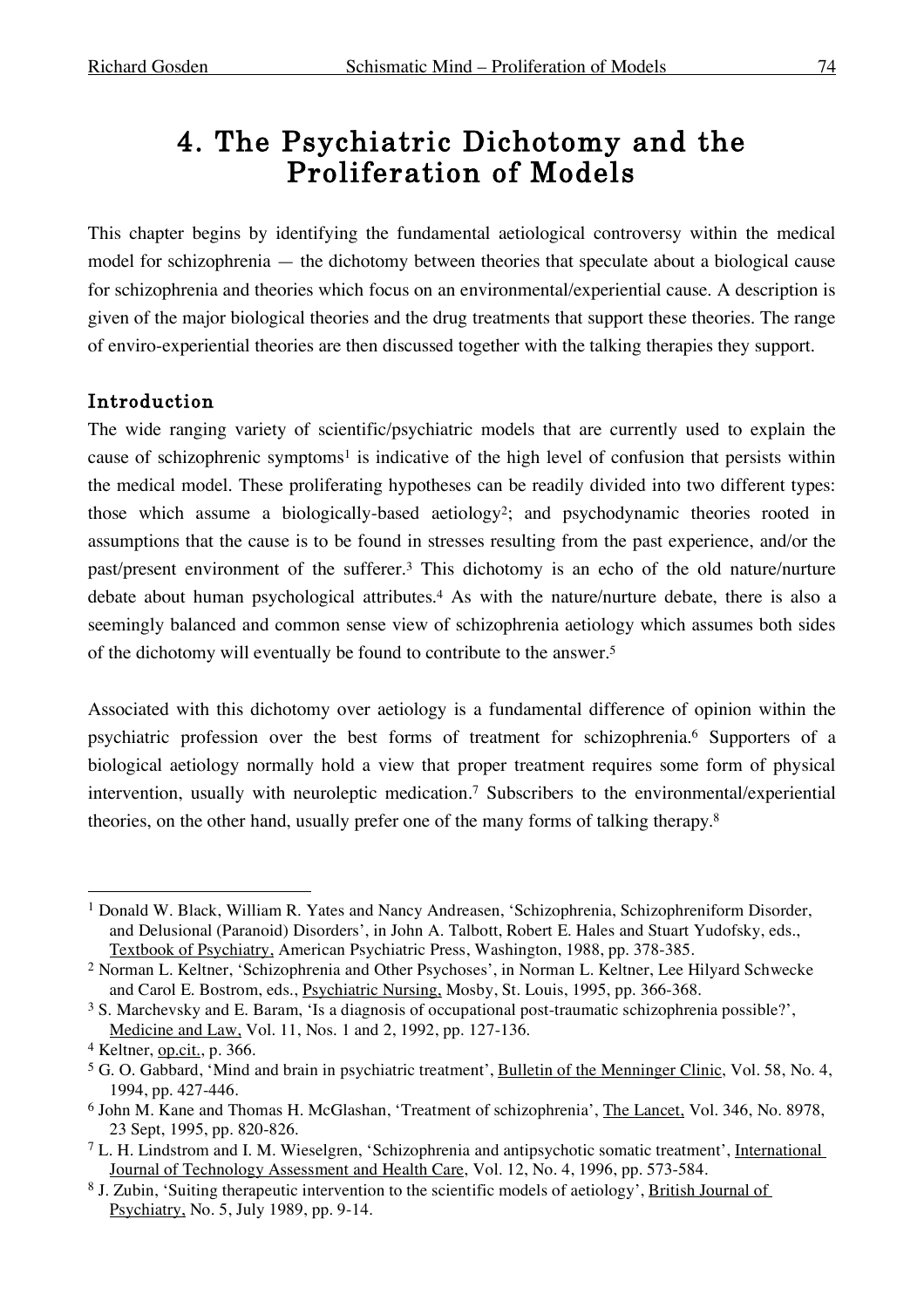# 4. The Psychiatric Dichotomy and the Proliferation of Models

This chapter begins by identifying the fundamental aetiological controversy within the medical model for schizophrenia — the dichotomy between theories that speculate about a biological cause for schizophrenia and theories which focus on an environmental/experiential cause. A description is given of the major biological theories and the drug treatments that support these theories. The range of enviro-experiential theories are then discussed together with the talking therapies they support.

## Introduction

The wide ranging variety of scientific/psychiatric models that are currently used to explain the cause of schizophrenic symptoms[1] is indicative of the high level of confusion that persists within the medical model. These proliferating hypotheses can be readily divided into two different types: those which assume a biologically-based aetiology[2]; and psychodynamic theories rooted in assumptions that the cause is to be found in stresses resulting from the past experience, and/or the past/present environment of the sufferer.[3] This dichotomy is an echo of the old nature/nurture debate about human psychological attributes.[4] As with the nature/nurture debate, there is also a seemingly balanced and common sense view of schizophrenia aetiology which assumes both sides of the dichotomy will eventually be found to contribute to the answer.[5]

Associated with this dichotomy over aetiology is a fundamental difference of opinion within the psychiatric profession over the best forms of treatment for schizophrenia.[6] Supporters of a biological aetiology normally hold a view that proper treatment requires some form of physical intervention, usually with neuroleptic medication.[7] Subscribers to the environmental/experiential theories, on the other hand, usually prefer one of the many forms of talking therapy.[8]

---

[1] Donald W. Black, William R. Yates and Nancy Andreasen, 'Schizophrenia, Schizophreniform Disorder, and Delusional (Paranoid) Disorders', in John A. Talbott, Robert E. Hales and Stuart Yudofsky, eds., Textbook of Psychiatry, American Psychiatric Press, Washington, 1988, pp. 378-385.

[2] Norman L. Keltner, 'Schizophrenia and Other Psychoses', in Norman L. Keltner, Lee Hilyard Schwecke and Carol E. Bostrom, eds., Psychiatric Nursing, Mosby, St. Louis, 1995, pp. 366-368.

[3] S. Marchevsky and E. Baram, 'Is a diagnosis of occupational post-traumatic schizophrenia possible?', Medicine and Law, Vol. 11, Nos. 1 and 2, 1992, pp. 127-136.

[4] Keltner, op.cit., p. 366.

[5] G. O. Gabbard, 'Mind and brain in psychiatric treatment', Bulletin of the Menninger Clinic, Vol. 58, No. 4, 1994, pp. 427-446.

[6] John M. Kane and Thomas H. McGlashan, 'Treatment of schizophrenia', The Lancet, Vol. 346, No. 8978, 23 Sept, 1995, pp. 820-826.

[7] L. H. Lindstrom and I. M. Wieselgren, 'Schizophrenia and antipsychotic somatic treatment', International Journal of Technology Assessment and Health Care, Vol. 12, No. 4, 1996, pp. 573-584.

[8] J. Zubin, 'Suiting therapeutic intervention to the scientific models of aetiology', British Journal of Psychiatry, No. 5, July 1989, pp. 9-14.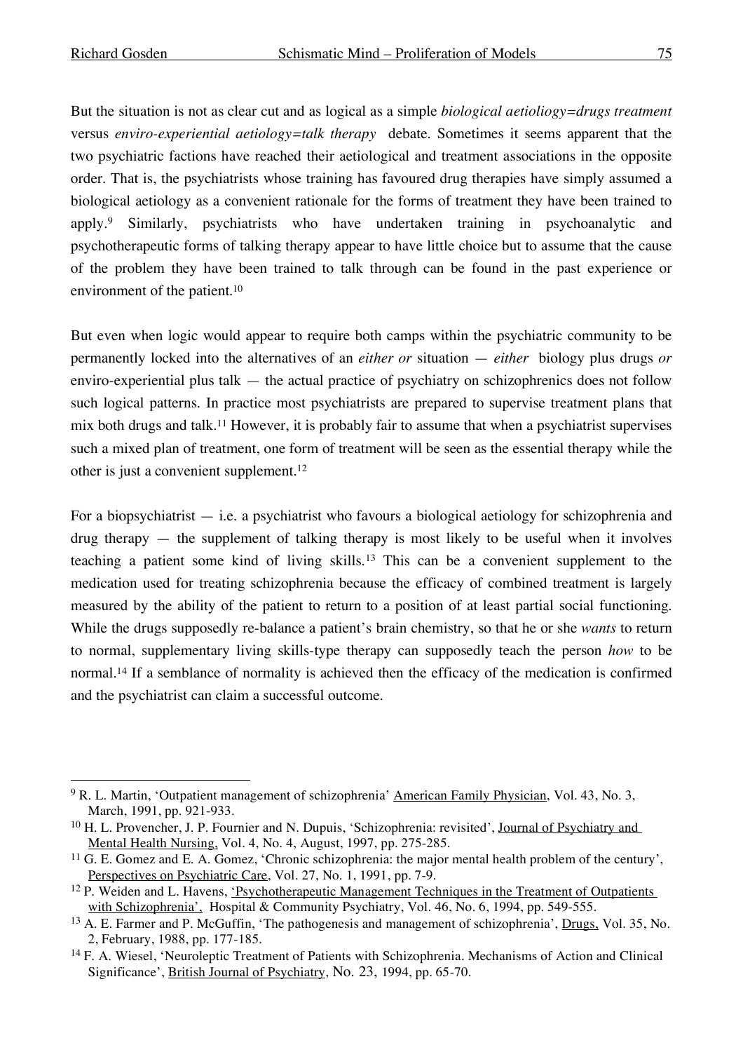But the situation is not as clear cut and as logical as a simple *biological aetioliogy=drugs treatment* versus *enviro-experiential aetiology=talk therapy* debate. Sometimes it seems apparent that the two psychiatric factions have reached their aetiological and treatment associations in the opposite order. That is, the psychiatrists whose training has favoured drug therapies have simply assumed a biological aetiology as a convenient rationale for the forms of treatment they have been trained to apply.[9] Similarly, psychiatrists who have undertaken training in psychoanalytic and psychotherapeutic forms of talking therapy appear to have little choice but to assume that the cause of the problem they have been trained to talk through can be found in the past experience or environment of the patient.[10]

But even when logic would appear to require both camps within the psychiatric community to be permanently locked into the alternatives of an *either or* situation — *either* biology plus drugs *or* enviro-experiential plus talk — the actual practice of psychiatry on schizophrenics does not follow such logical patterns. In practice most psychiatrists are prepared to supervise treatment plans that mix both drugs and talk.[11] However, it is probably fair to assume that when a psychiatrist supervises such a mixed plan of treatment, one form of treatment will be seen as the essential therapy while the other is just a convenient supplement.[12]

For a biopsychiatrist — i.e. a psychiatrist who favours a biological aetiology for schizophrenia and drug therapy — the supplement of talking therapy is most likely to be useful when it involves teaching a patient some kind of living skills.[13] This can be a convenient supplement to the medication used for treating schizophrenia because the efficacy of combined treatment is largely measured by the ability of the patient to return to a position of at least partial social functioning. While the drugs supposedly re-balance a patient's brain chemistry, so that he or she *wants* to return to normal, supplementary living skills-type therapy can supposedly teach the person *how* to be normal.[14] If a semblance of normality is achieved then the efficacy of the medication is confirmed and the psychiatrist can claim a successful outcome.

---

[9] R. L. Martin, 'Outpatient management of schizophrenia' American Family Physician, Vol. 43, No. 3, March, 1991, pp. 921-933.

[10] H. L. Provencher, J. P. Fournier and N. Dupuis, 'Schizophrenia: revisited', Journal of Psychiatry and Mental Health Nursing, Vol. 4, No. 4, August, 1997, pp. 275-285.

[11] G. E. Gomez and E. A. Gomez, 'Chronic schizophrenia: the major mental health problem of the century', Perspectives on Psychiatric Care, Vol. 27, No. 1, 1991, pp. 7-9.

[12] P. Weiden and L. Havens, 'Psychotherapeutic Management Techniques in the Treatment of Outpatients with Schizophrenia', Hospital & Community Psychiatry, Vol. 46, No. 6, 1994, pp. 549-555.

[13] A. E. Farmer and P. McGuffin, 'The pathogenesis and management of schizophrenia', Drugs, Vol. 35, No. 2, February, 1988, pp. 177-185.

[14] F. A. Wiesel, 'Neuroleptic Treatment of Patients with Schizophrenia. Mechanisms of Action and Clinical Significance', British Journal of Psychiatry, No. 23, 1994, pp. 65-70.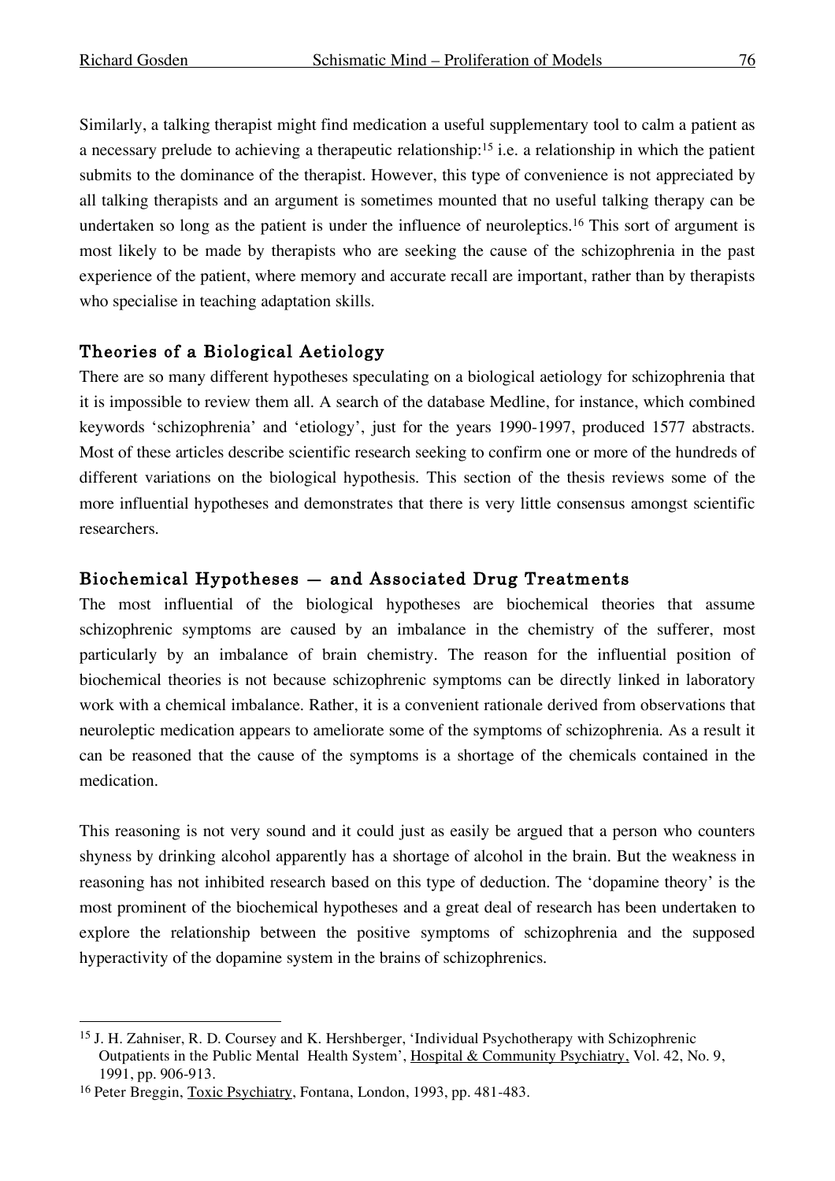Similarly, a talking therapist might find medication a useful supplementary tool to calm a patient as a necessary prelude to achieving a therapeutic relationship:[15] i.e. a relationship in which the patient submits to the dominance of the therapist. However, this type of convenience is not appreciated by all talking therapists and an argument is sometimes mounted that no useful talking therapy can be undertaken so long as the patient is under the influence of neuroleptics.[16] This sort of argument is most likely to be made by therapists who are seeking the cause of the schizophrenia in the past experience of the patient, where memory and accurate recall are important, rather than by therapists who specialise in teaching adaptation skills.

## Theories of a Biological Aetiology

There are so many different hypotheses speculating on a biological aetiology for schizophrenia that it is impossible to review them all. A search of the database Medline, for instance, which combined keywords 'schizophrenia' and 'etiology', just for the years 1990-1997, produced 1577 abstracts. Most of these articles describe scientific research seeking to confirm one or more of the hundreds of different variations on the biological hypothesis. This section of the thesis reviews some of the more influential hypotheses and demonstrates that there is very little consensus amongst scientific researchers.

## Biochemical Hypotheses — and Associated Drug Treatments

The most influential of the biological hypotheses are biochemical theories that assume schizophrenic symptoms are caused by an imbalance in the chemistry of the sufferer, most particularly by an imbalance of brain chemistry. The reason for the influential position of biochemical theories is not because schizophrenic symptoms can be directly linked in laboratory work with a chemical imbalance. Rather, it is a convenient rationale derived from observations that neuroleptic medication appears to ameliorate some of the symptoms of schizophrenia. As a result it can be reasoned that the cause of the symptoms is a shortage of the chemicals contained in the medication.

This reasoning is not very sound and it could just as easily be argued that a person who counters shyness by drinking alcohol apparently has a shortage of alcohol in the brain. But the weakness in reasoning has not inhibited research based on this type of deduction. The 'dopamine theory' is the most prominent of the biochemical hypotheses and a great deal of research has been undertaken to explore the relationship between the positive symptoms of schizophrenia and the supposed hyperactivity of the dopamine system in the brains of schizophrenics.

---

[15] J. H. Zahniser, R. D. Coursey and K. Hershberger, 'Individual Psychotherapy with Schizophrenic Outpatients in the Public Mental Health System', Hospital & Community Psychiatry, Vol. 42, No. 9, 1991, pp. 906-913.

[16] Peter Breggin, Toxic Psychiatry, Fontana, London, 1993, pp. 481-483.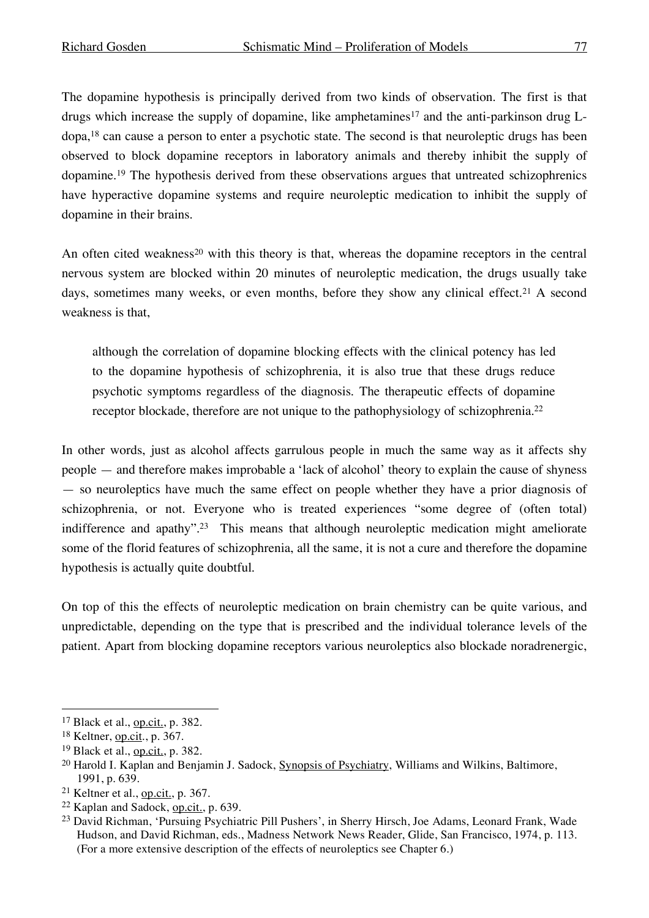The dopamine hypothesis is principally derived from two kinds of observation. The first is that drugs which increase the supply of dopamine, like amphetamines[17] and the anti-parkinson drug L-dopa,[18] can cause a person to enter a psychotic state. The second is that neuroleptic drugs has been observed to block dopamine receptors in laboratory animals and thereby inhibit the supply of dopamine.[19] The hypothesis derived from these observations argues that untreated schizophrenics have hyperactive dopamine systems and require neuroleptic medication to inhibit the supply of dopamine in their brains.

An often cited weakness[20] with this theory is that, whereas the dopamine receptors in the central nervous system are blocked within 20 minutes of neuroleptic medication, the drugs usually take days, sometimes many weeks, or even months, before they show any clinical effect.[21] A second weakness is that,

> although the correlation of dopamine blocking effects with the clinical potency has led to the dopamine hypothesis of schizophrenia, it is also true that these drugs reduce psychotic symptoms regardless of the diagnosis. The therapeutic effects of dopamine receptor blockade, therefore are not unique to the pathophysiology of schizophrenia.[22]

In other words, just as alcohol affects garrulous people in much the same way as it affects shy people — and therefore makes improbable a 'lack of alcohol' theory to explain the cause of shyness — so neuroleptics have much the same effect on people whether they have a prior diagnosis of schizophrenia, or not. Everyone who is treated experiences "some degree of (often total) indifference and apathy".[23] This means that although neuroleptic medication might ameliorate some of the florid features of schizophrenia, all the same, it is not a cure and therefore the dopamine hypothesis is actually quite doubtful.

On top of this the effects of neuroleptic medication on brain chemistry can be quite various, and unpredictable, depending on the type that is prescribed and the individual tolerance levels of the patient. Apart from blocking dopamine receptors various neuroleptics also blockade noradrenergic,

---

[17] Black et al., op.cit., p. 382.

[18] Keltner, op.cit., p. 367.

[19] Black et al., op.cit., p. 382.

[20] Harold I. Kaplan and Benjamin J. Sadock, Synopsis of Psychiatry, Williams and Wilkins, Baltimore, 1991, p. 639.

[21] Keltner et al., op.cit., p. 367.

[22] Kaplan and Sadock, op.cit., p. 639.

[23] David Richman, 'Pursuing Psychiatric Pill Pushers', in Sherry Hirsch, Joe Adams, Leonard Frank, Wade Hudson, and David Richman, eds., Madness Network News Reader, Glide, San Francisco, 1974, p. 113. (For a more extensive description of the effects of neuroleptics see Chapter 6.)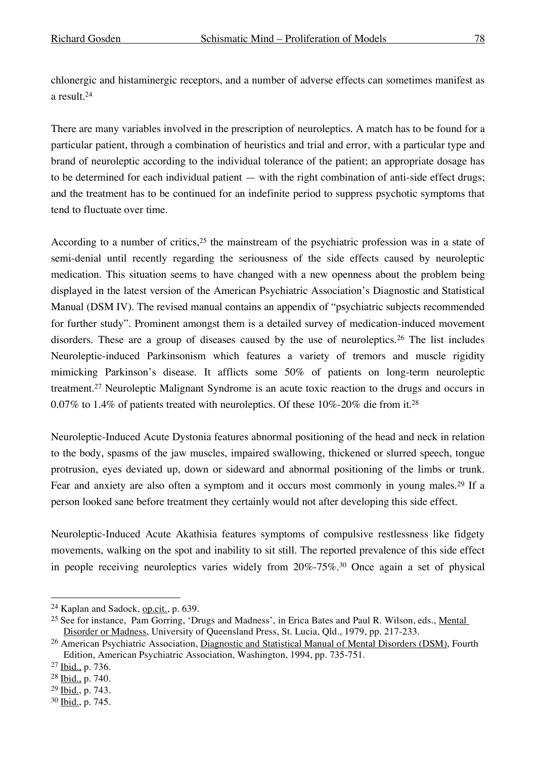chlonergic and histaminergic receptors, and a number of adverse effects can sometimes manifest as a result.[24]

There are many variables involved in the prescription of neuroleptics. A match has to be found for a particular patient, through a combination of heuristics and trial and error, with a particular type and brand of neuroleptic according to the individual tolerance of the patient; an appropriate dosage has to be determined for each individual patient — with the right combination of anti-side effect drugs; and the treatment has to be continued for an indefinite period to suppress psychotic symptoms that tend to fluctuate over time.

According to a number of critics,[25] the mainstream of the psychiatric profession was in a state of semi-denial until recently regarding the seriousness of the side effects caused by neuroleptic medication. This situation seems to have changed with a new openness about the problem being displayed in the latest version of the American Psychiatric Association's Diagnostic and Statistical Manual (DSM IV). The revised manual contains an appendix of "psychiatric subjects recommended for further study". Prominent amongst them is a detailed survey of medication-induced movement disorders. These are a group of diseases caused by the use of neuroleptics.[26] The list includes Neuroleptic-induced Parkinsonism which features a variety of tremors and muscle rigidity mimicking Parkinson's disease. It afflicts some 50% of patients on long-term neuroleptic treatment.[27] Neuroleptic Malignant Syndrome is an acute toxic reaction to the drugs and occurs in 0.07% to 1.4% of patients treated with neuroleptics. Of these 10%-20% die from it.[28]

Neuroleptic-Induced Acute Dystonia features abnormal positioning of the head and neck in relation to the body, spasms of the jaw muscles, impaired swallowing, thickened or slurred speech, tongue protrusion, eyes deviated up, down or sideward and abnormal positioning of the limbs or trunk. Fear and anxiety are also often a symptom and it occurs most commonly in young males.[29] If a person looked sane before treatment they certainly would not after developing this side effect.

Neuroleptic-Induced Acute Akathisia features symptoms of compulsive restlessness like fidgety movements, walking on the spot and inability to sit still. The reported prevalence of this side effect in people receiving neuroleptics varies widely from 20%-75%.[30] Once again a set of physical

---

[24] Kaplan and Sadock, op.cit., p. 639.

[25] See for instance, Pam Gorring, 'Drugs and Madness', in Erica Bates and Paul R. Wilson, eds., Mental Disorder or Madness, University of Queensland Press, St. Lucia, Qld., 1979, pp. 217-233.

[26] American Psychiatric Association, Diagnostic and Statistical Manual of Mental Disorders (DSM), Fourth Edition, American Psychiatric Association, Washington, 1994, pp. 735-751.

[27] Ibid., p. 736.

[28] Ibid., p. 740.

[29] Ibid., p. 743.

[30] Ibid., p. 745.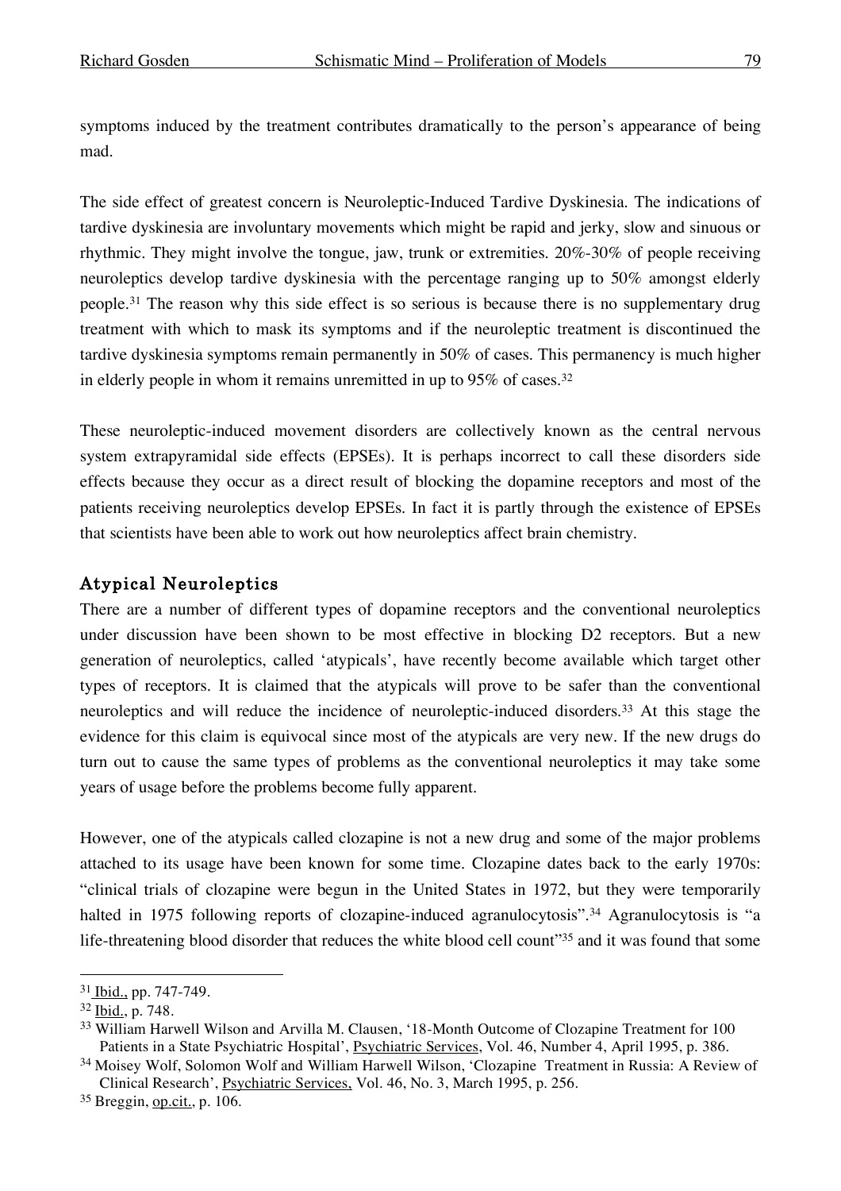symptoms induced by the treatment contributes dramatically to the person's appearance of being mad.

The side effect of greatest concern is Neuroleptic-Induced Tardive Dyskinesia. The indications of tardive dyskinesia are involuntary movements which might be rapid and jerky, slow and sinuous or rhythmic. They might involve the tongue, jaw, trunk or extremities. 20%-30% of people receiving neuroleptics develop tardive dyskinesia with the percentage ranging up to 50% amongst elderly people.[31] The reason why this side effect is so serious is because there is no supplementary drug treatment with which to mask its symptoms and if the neuroleptic treatment is discontinued the tardive dyskinesia symptoms remain permanently in 50% of cases. This permanency is much higher in elderly people in whom it remains unremitted in up to 95% of cases.[32]

These neuroleptic-induced movement disorders are collectively known as the central nervous system extrapyramidal side effects (EPSEs). It is perhaps incorrect to call these disorders side effects because they occur as a direct result of blocking the dopamine receptors and most of the patients receiving neuroleptics develop EPSEs. In fact it is partly through the existence of EPSEs that scientists have been able to work out how neuroleptics affect brain chemistry.

## Atypical Neuroleptics

There are a number of different types of dopamine receptors and the conventional neuroleptics under discussion have been shown to be most effective in blocking D2 receptors. But a new generation of neuroleptics, called 'atypicals', have recently become available which target other types of receptors. It is claimed that the atypicals will prove to be safer than the conventional neuroleptics and will reduce the incidence of neuroleptic-induced disorders.[33] At this stage the evidence for this claim is equivocal since most of the atypicals are very new. If the new drugs do turn out to cause the same types of problems as the conventional neuroleptics it may take some years of usage before the problems become fully apparent.

However, one of the atypicals called clozapine is not a new drug and some of the major problems attached to its usage have been known for some time. Clozapine dates back to the early 1970s: "clinical trials of clozapine were begun in the United States in 1972, but they were temporarily halted in 1975 following reports of clozapine-induced agranulocytosis".[34] Agranulocytosis is "a life-threatening blood disorder that reduces the white blood cell count"[35] and it was found that some

---

[31] Ibid., pp. 747-749.

[32] Ibid., p. 748.

[33] William Harwell Wilson and Arvilla M. Clausen, '18-Month Outcome of Clozapine Treatment for 100 Patients in a State Psychiatric Hospital', Psychiatric Services, Vol. 46, Number 4, April 1995, p. 386.

[34] Moisey Wolf, Solomon Wolf and William Harwell Wilson, 'Clozapine Treatment in Russia: A Review of Clinical Research', Psychiatric Services, Vol. 46, No. 3, March 1995, p. 256.

[35] Breggin, op.cit., p. 106.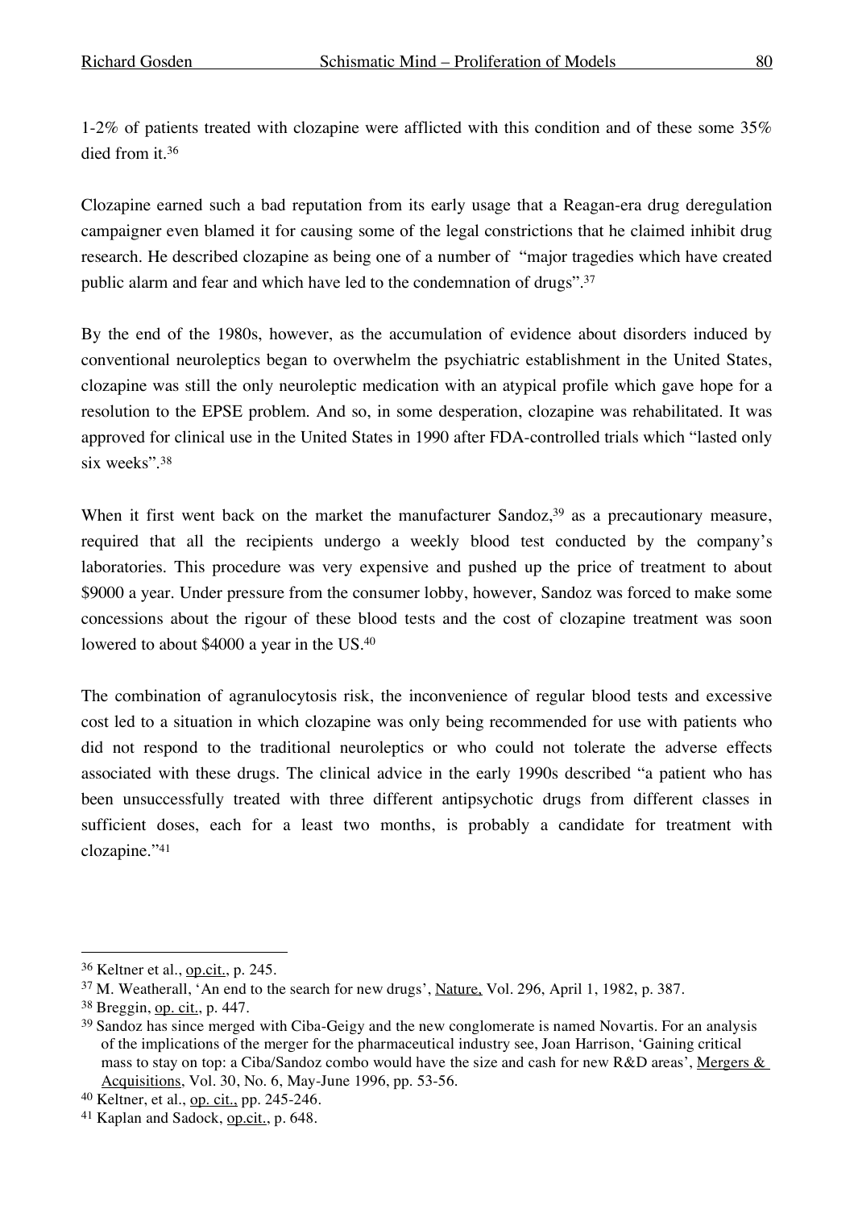1-2% of patients treated with clozapine were afflicted with this condition and of these some 35% died from it.[36]

Clozapine earned such a bad reputation from its early usage that a Reagan-era drug deregulation campaigner even blamed it for causing some of the legal constrictions that he claimed inhibit drug research. He described clozapine as being one of a number of "major tragedies which have created public alarm and fear and which have led to the condemnation of drugs".[37]

By the end of the 1980s, however, as the accumulation of evidence about disorders induced by conventional neuroleptics began to overwhelm the psychiatric establishment in the United States, clozapine was still the only neuroleptic medication with an atypical profile which gave hope for a resolution to the EPSE problem. And so, in some desperation, clozapine was rehabilitated. It was approved for clinical use in the United States in 1990 after FDA-controlled trials which "lasted only six weeks".[38]

When it first went back on the market the manufacturer Sandoz,[39] as a precautionary measure, required that all the recipients undergo a weekly blood test conducted by the company's laboratories. This procedure was very expensive and pushed up the price of treatment to about $9000 a year. Under pressure from the consumer lobby, however, Sandoz was forced to make some concessions about the rigour of these blood tests and the cost of clozapine treatment was soon lowered to about $4000 a year in the US.[40]

The combination of agranulocytosis risk, the inconvenience of regular blood tests and excessive cost led to a situation in which clozapine was only being recommended for use with patients who did not respond to the traditional neuroleptics or who could not tolerate the adverse effects associated with these drugs. The clinical advice in the early 1990s described "a patient who has been unsuccessfully treated with three different antipsychotic drugs from different classes in sufficient doses, each for a least two months, is probably a candidate for treatment with clozapine."[41]

---

[36] Keltner et al., op.cit., p. 245.

[37] M. Weatherall, 'An end to the search for new drugs', Nature, Vol. 296, April 1, 1982, p. 387.

[38] Breggin, op. cit., p. 447.

[39] Sandoz has since merged with Ciba-Geigy and the new conglomerate is named Novartis. For an analysis of the implications of the merger for the pharmaceutical industry see, Joan Harrison, 'Gaining critical mass to stay on top: a Ciba/Sandoz combo would have the size and cash for new R&D areas', Mergers & Acquisitions, Vol. 30, No. 6, May-June 1996, pp. 53-56.

[40] Keltner, et al., op. cit., pp. 245-246.

[41] Kaplan and Sadock, op.cit., p. 648.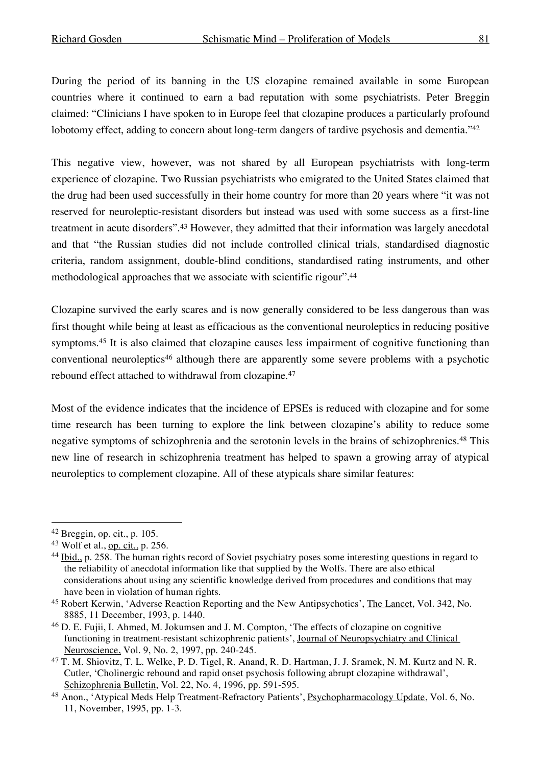During the period of its banning in the US clozapine remained available in some European countries where it continued to earn a bad reputation with some psychiatrists. Peter Breggin claimed: "Clinicians I have spoken to in Europe feel that clozapine produces a particularly profound lobotomy effect, adding to concern about long-term dangers of tardive psychosis and dementia."[42]

This negative view, however, was not shared by all European psychiatrists with long-term experience of clozapine. Two Russian psychiatrists who emigrated to the United States claimed that the drug had been used successfully in their home country for more than 20 years where "it was not reserved for neuroleptic-resistant disorders but instead was used with some success as a first-line treatment in acute disorders".[43] However, they admitted that their information was largely anecdotal and that "the Russian studies did not include controlled clinical trials, standardised diagnostic criteria, random assignment, double-blind conditions, standardised rating instruments, and other methodological approaches that we associate with scientific rigour".[44]

Clozapine survived the early scares and is now generally considered to be less dangerous than was first thought while being at least as efficacious as the conventional neuroleptics in reducing positive symptoms.[45] It is also claimed that clozapine causes less impairment of cognitive functioning than conventional neuroleptics[46] although there are apparently some severe problems with a psychotic rebound effect attached to withdrawal from clozapine.[47]

Most of the evidence indicates that the incidence of EPSEs is reduced with clozapine and for some time research has been turning to explore the link between clozapine's ability to reduce some negative symptoms of schizophrenia and the serotonin levels in the brains of schizophrenics.[48] This new line of research in schizophrenia treatment has helped to spawn a growing array of atypical neuroleptics to complement clozapine. All of these atypicals share similar features:

---

[42] Breggin, op. cit., p. 105.

[43] Wolf et al., op. cit., p. 256.

[44] Ibid., p. 258. The human rights record of Soviet psychiatry poses some interesting questions in regard to the reliability of anecdotal information like that supplied by the Wolfs. There are also ethical considerations about using any scientific knowledge derived from procedures and conditions that may have been in violation of human rights.

[45] Robert Kerwin, 'Adverse Reaction Reporting and the New Antipsychotics', The Lancet, Vol. 342, No. 8885, 11 December, 1993, p. 1440.

[46] D. E. Fujii, I. Ahmed, M. Jokumsen and J. M. Compton, 'The effects of clozapine on cognitive functioning in treatment-resistant schizophrenic patients', Journal of Neuropsychiatry and Clinical Neuroscience, Vol. 9, No. 2, 1997, pp. 240-245.

[47] T. M. Shiovitz, T. L. Welke, P. D. Tigel, R. Anand, R. D. Hartman, J. J. Sramek, N. M. Kurtz and N. R. Cutler, 'Cholinergic rebound and rapid onset psychosis following abrupt clozapine withdrawal', Schizophrenia Bulletin, Vol. 22, No. 4, 1996, pp. 591-595.

[48] Anon., 'Atypical Meds Help Treatment-Refractory Patients', Psychopharmacology Update, Vol. 6, No. 11, November, 1995, pp. 1-3.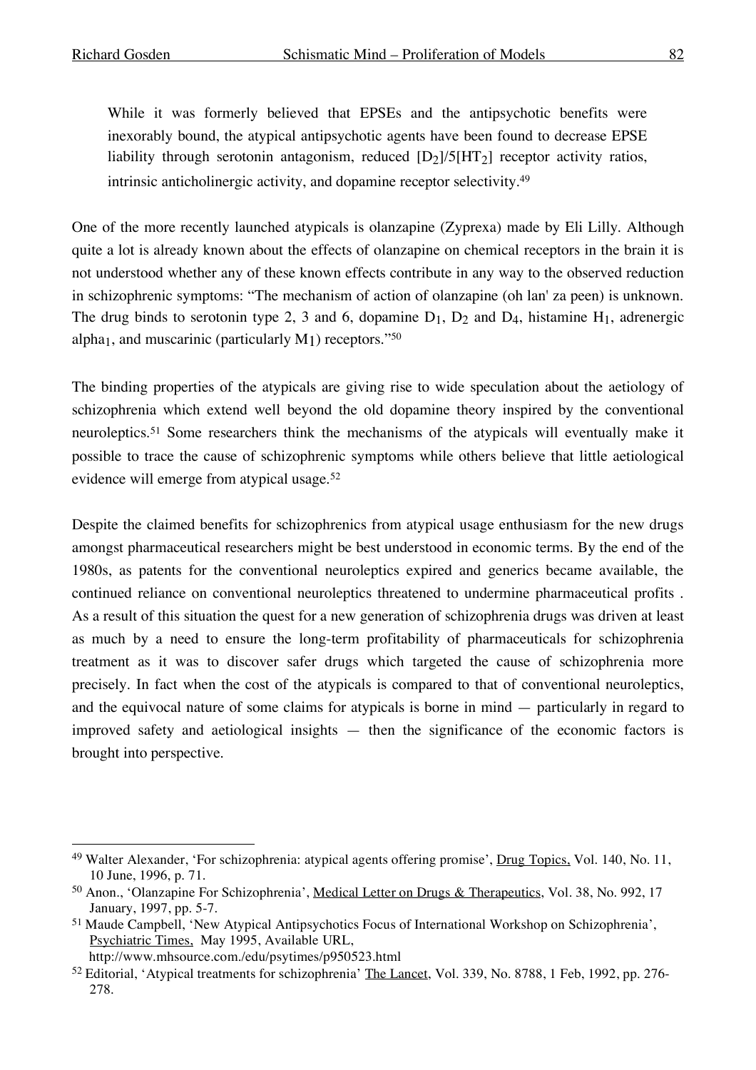> While it was formerly believed that EPSEs and the antipsychotic benefits were inexorably bound, the atypical antipsychotic agents have been found to decrease EPSE liability through serotonin antagonism, reduced [$D_2$]/5[$HT_2$] receptor activity ratios, intrinsic anticholinergic activity, and dopamine receptor selectivity.[49]

One of the more recently launched atypicals is olanzapine (Zyprexa) made by Eli Lilly. Although quite a lot is already known about the effects of olanzapine on chemical receptors in the brain it is not understood whether any of these known effects contribute in any way to the observed reduction in schizophrenic symptoms: "The mechanism of action of olanzapine (oh lan' za peen) is unknown. The drug binds to serotonin type 2, 3 and 6, dopamine $D_1$, $D_2$ and $D_4$, histamine $H_1$, adrenergic alpha$_1$, and muscarinic (particularly $M_1$) receptors."[50]

The binding properties of the atypicals are giving rise to wide speculation about the aetiology of schizophrenia which extend well beyond the old dopamine theory inspired by the conventional neuroleptics.[51] Some researchers think the mechanisms of the atypicals will eventually make it possible to trace the cause of schizophrenic symptoms while others believe that little aetiological evidence will emerge from atypical usage.[52]

Despite the claimed benefits for schizophrenics from atypical usage enthusiasm for the new drugs amongst pharmaceutical researchers might be best understood in economic terms. By the end of the 1980s, as patents for the conventional neuroleptics expired and generics became available, the continued reliance on conventional neuroleptics threatened to undermine pharmaceutical profits . As a result of this situation the quest for a new generation of schizophrenia drugs was driven at least as much by a need to ensure the long-term profitability of pharmaceuticals for schizophrenia treatment as it was to discover safer drugs which targeted the cause of schizophrenia more precisely. In fact when the cost of the atypicals is compared to that of conventional neuroleptics, and the equivocal nature of some claims for atypicals is borne in mind — particularly in regard to improved safety and aetiological insights — then the significance of the economic factors is brought into perspective.

---

[49] Walter Alexander, 'For schizophrenia: atypical agents offering promise', Drug Topics, Vol. 140, No. 11, 10 June, 1996, p. 71.

[50] Anon., 'Olanzapine For Schizophrenia', Medical Letter on Drugs & Therapeutics, Vol. 38, No. 992, 17 January, 1997, pp. 5-7.

[51] Maude Campbell, 'New Atypical Antipsychotics Focus of International Workshop on Schizophrenia', Psychiatric Times, May 1995, Available URL, http://www.mhsource.com./edu/psytimes/p950523.html

[52] Editorial, 'Atypical treatments for schizophrenia' The Lancet, Vol. 339, No. 8788, 1 Feb, 1992, pp. 276-278.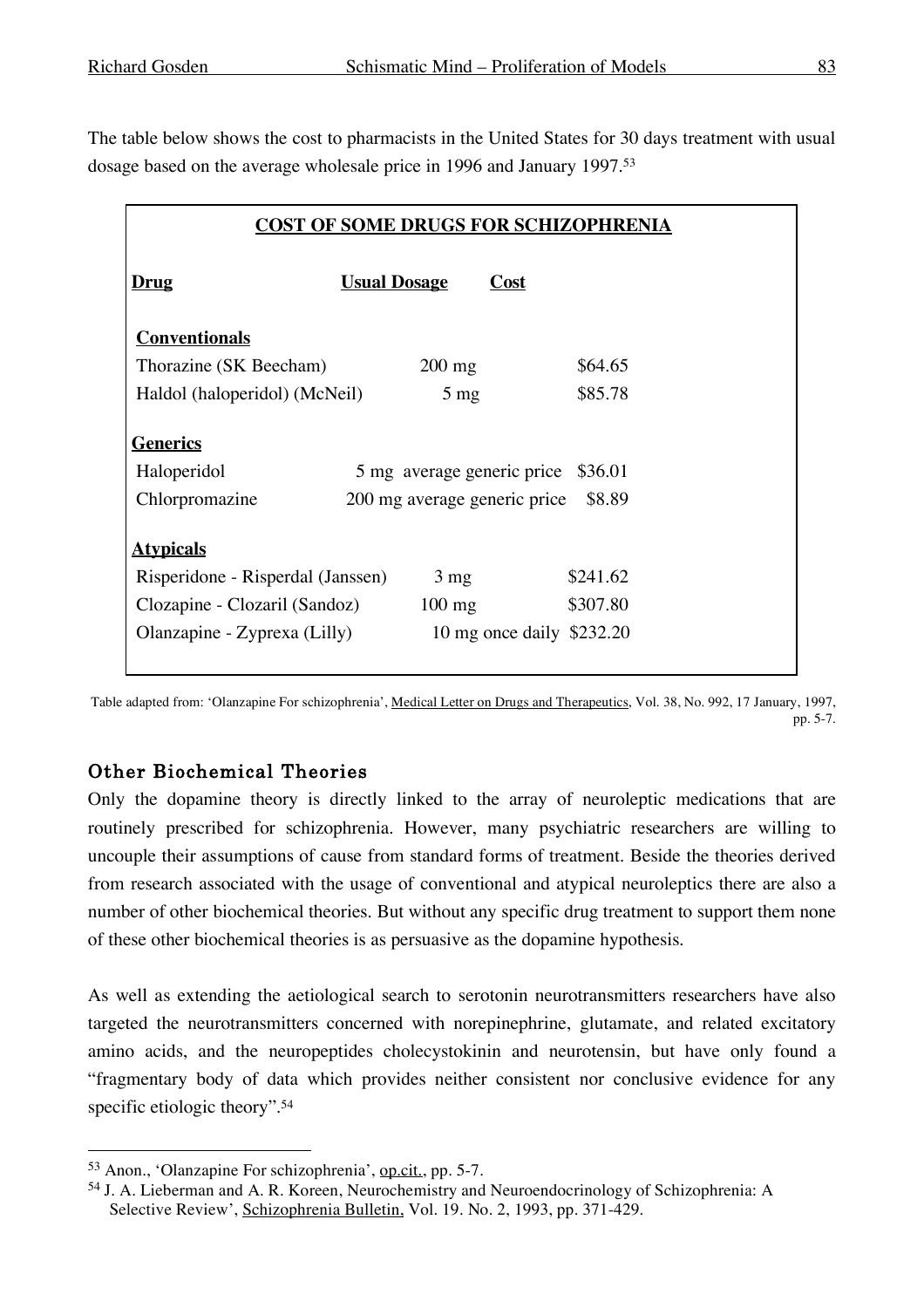The table below shows the cost to pharmacists in the United States for 30 days treatment with usual dosage based on the average wholesale price in 1996 and January 1997.[53]

**COST OF SOME DRUGS FOR SCHIZOPHRENIA**

| Drug | Usual Dosage | Cost |
|---|---|---|
| **Conventionals** | | |
| Thorazine (SK Beecham) | 200 mg | $64.65 |
| Haldol (haloperidol) (McNeil) | 5 mg | $85.78 |
| **Generics** | | |
| Haloperidol | 5 mg average generic price | $36.01 |
| Chlorpromazine | 200 mg average generic price | $8.89 |
| **Atypicals** | | |
| Risperidone - Risperdal (Janssen) | 3 mg | $241.62 |
| Clozapine - Clozaril (Sandoz) | 100 mg | $307.80 |
| Olanzapine - Zyprexa (Lilly) | 10 mg once daily | $232.20 |

Table adapted from: 'Olanzapine For schizophrenia', Medical Letter on Drugs and Therapeutics, Vol. 38, No. 992, 17 January, 1997, pp. 5-7.

## Other Biochemical Theories

Only the dopamine theory is directly linked to the array of neuroleptic medications that are routinely prescribed for schizophrenia. However, many psychiatric researchers are willing to uncouple their assumptions of cause from standard forms of treatment. Beside the theories derived from research associated with the usage of conventional and atypical neuroleptics there are also a number of other biochemical theories. But without any specific drug treatment to support them none of these other biochemical theories is as persuasive as the dopamine hypothesis.

As well as extending the aetiological search to serotonin neurotransmitters researchers have also targeted the neurotransmitters concerned with norepinephrine, glutamate, and related excitatory amino acids, and the neuropeptides cholecystokinin and neurotensin, but have only found a "fragmentary body of data which provides neither consistent nor conclusive evidence for any specific etiologic theory".[54]

---

[53] Anon., 'Olanzapine For schizophrenia', op.cit., pp. 5-7.

[54] J. A. Lieberman and A. R. Koreen, Neurochemistry and Neuroendocrinology of Schizophrenia: A Selective Review', Schizophrenia Bulletin, Vol. 19. No. 2, 1993, pp. 371-429.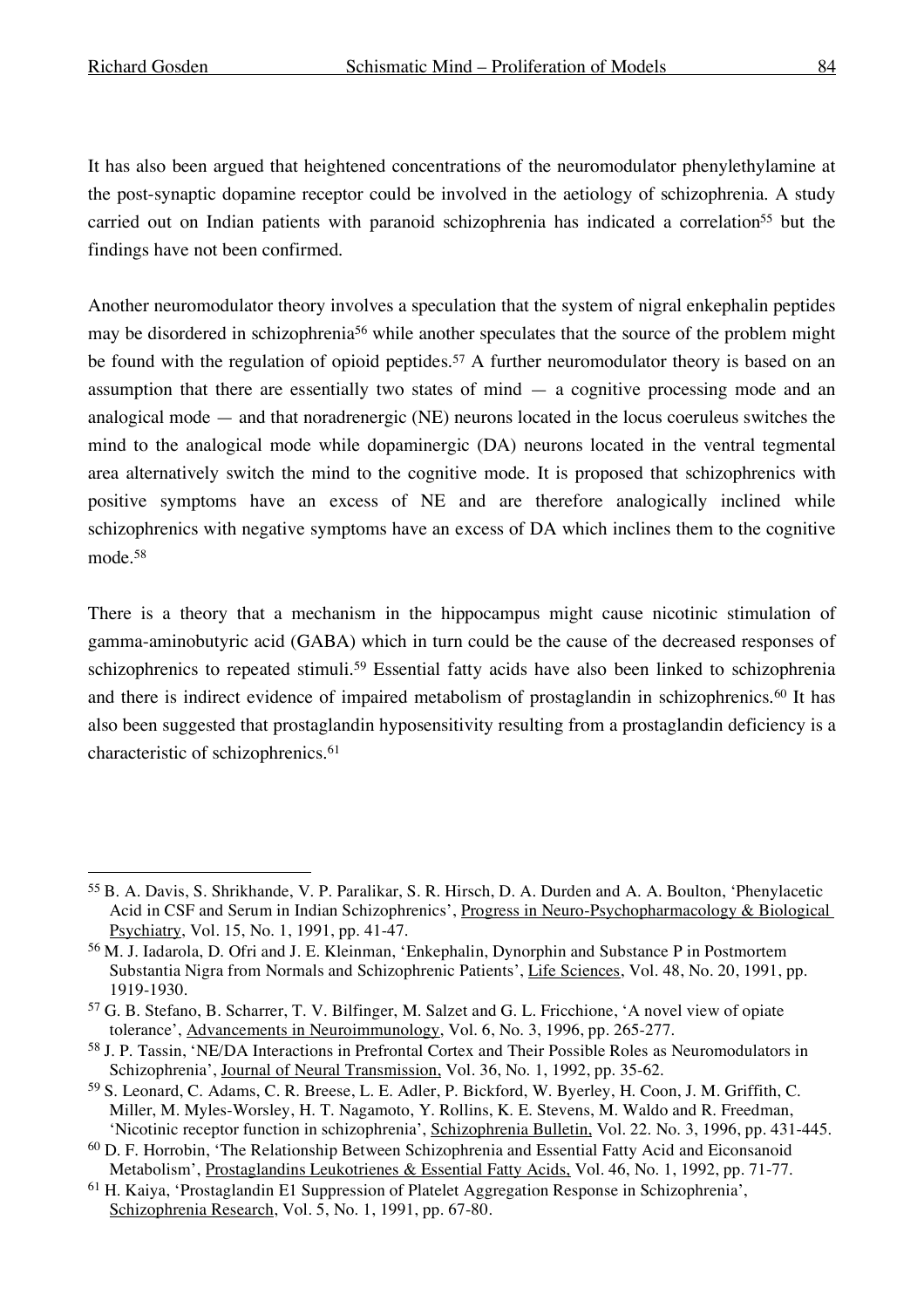It has also been argued that heightened concentrations of the neuromodulator phenylethylamine at the post-synaptic dopamine receptor could be involved in the aetiology of schizophrenia. A study carried out on Indian patients with paranoid schizophrenia has indicated a correlation[55] but the findings have not been confirmed.

Another neuromodulator theory involves a speculation that the system of nigral enkephalin peptides may be disordered in schizophrenia[56] while another speculates that the source of the problem might be found with the regulation of opioid peptides.[57] A further neuromodulator theory is based on an assumption that there are essentially two states of mind — a cognitive processing mode and an analogical mode — and that noradrenergic (NE) neurons located in the locus coeruleus switches the mind to the analogical mode while dopaminergic (DA) neurons located in the ventral tegmental area alternatively switch the mind to the cognitive mode. It is proposed that schizophrenics with positive symptoms have an excess of NE and are therefore analogically inclined while schizophrenics with negative symptoms have an excess of DA which inclines them to the cognitive mode.[58]

There is a theory that a mechanism in the hippocampus might cause nicotinic stimulation of gamma-aminobutyric acid (GABA) which in turn could be the cause of the decreased responses of schizophrenics to repeated stimuli.[59] Essential fatty acids have also been linked to schizophrenia and there is indirect evidence of impaired metabolism of prostaglandin in schizophrenics.[60] It has also been suggested that prostaglandin hyposensitivity resulting from a prostaglandin deficiency is a characteristic of schizophrenics.[61]

---

[55] B. A. Davis, S. Shrikhande, V. P. Paralikar, S. R. Hirsch, D. A. Durden and A. A. Boulton, 'Phenylacetic Acid in CSF and Serum in Indian Schizophrenics', Progress in Neuro-Psychopharmacology & Biological Psychiatry, Vol. 15, No. 1, 1991, pp. 41-47.

[56] M. J. Iadarola, D. Ofri and J. E. Kleinman, 'Enkephalin, Dynorphin and Substance P in Postmortem Substantia Nigra from Normals and Schizophrenic Patients', Life Sciences, Vol. 48, No. 20, 1991, pp. 1919-1930.

[57] G. B. Stefano, B. Scharrer, T. V. Bilfinger, M. Salzet and G. L. Fricchione, 'A novel view of opiate tolerance', Advancements in Neuroimmunology, Vol. 6, No. 3, 1996, pp. 265-277.

[58] J. P. Tassin, 'NE/DA Interactions in Prefrontal Cortex and Their Possible Roles as Neuromodulators in Schizophrenia', Journal of Neural Transmission, Vol. 36, No. 1, 1992, pp. 35-62.

[59] S. Leonard, C. Adams, C. R. Breese, L. E. Adler, P. Bickford, W. Byerley, H. Coon, J. M. Griffith, C. Miller, M. Myles-Worsley, H. T. Nagamoto, Y. Rollins, K. E. Stevens, M. Waldo and R. Freedman, 'Nicotinic receptor function in schizophrenia', Schizophrenia Bulletin, Vol. 22. No. 3, 1996, pp. 431-445.

[60] D. F. Horrobin, 'The Relationship Between Schizophrenia and Essential Fatty Acid and Eiconsanoid Metabolism', Prostaglandins Leukotrienes & Essential Fatty Acids, Vol. 46, No. 1, 1992, pp. 71-77.

[61] H. Kaiya, 'Prostaglandin E1 Suppression of Platelet Aggregation Response in Schizophrenia', Schizophrenia Research, Vol. 5, No. 1, 1991, pp. 67-80.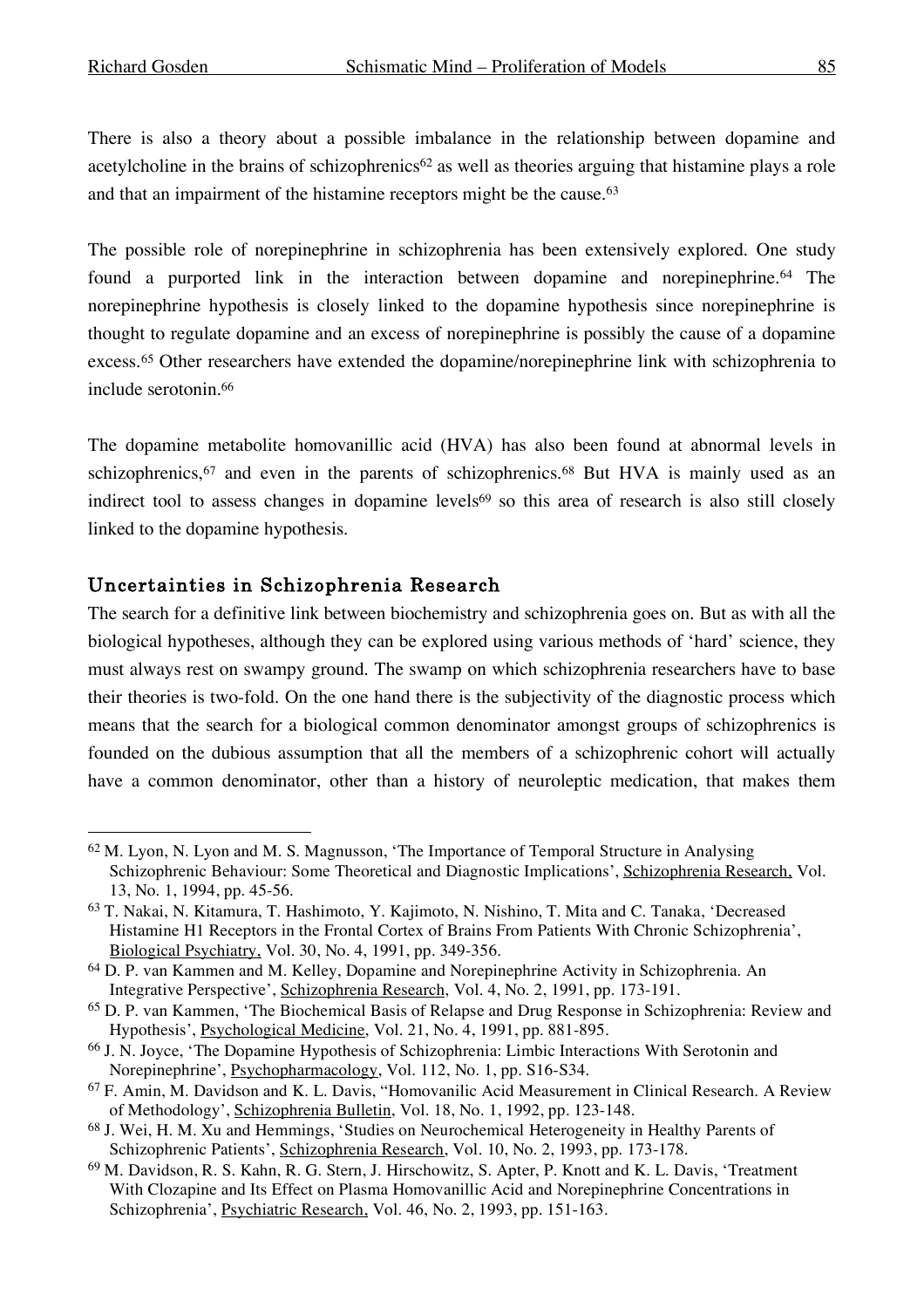There is also a theory about a possible imbalance in the relationship between dopamine and acetylcholine in the brains of schizophrenics[62] as well as theories arguing that histamine plays a role and that an impairment of the histamine receptors might be the cause.[63]

The possible role of norepinephrine in schizophrenia has been extensively explored. One study found a purported link in the interaction between dopamine and norepinephrine.[64] The norepinephrine hypothesis is closely linked to the dopamine hypothesis since norepinephrine is thought to regulate dopamine and an excess of norepinephrine is possibly the cause of a dopamine excess.[65] Other researchers have extended the dopamine/norepinephrine link with schizophrenia to include serotonin.[66]

The dopamine metabolite homovanillic acid (HVA) has also been found at abnormal levels in schizophrenics,[67] and even in the parents of schizophrenics.[68] But HVA is mainly used as an indirect tool to assess changes in dopamine levels[69] so this area of research is also still closely linked to the dopamine hypothesis.

## Uncertainties in Schizophrenia Research

The search for a definitive link between biochemistry and schizophrenia goes on. But as with all the biological hypotheses, although they can be explored using various methods of 'hard' science, they must always rest on swampy ground. The swamp on which schizophrenia researchers have to base their theories is two-fold. On the one hand there is the subjectivity of the diagnostic process which means that the search for a biological common denominator amongst groups of schizophrenics is founded on the dubious assumption that all the members of a schizophrenic cohort will actually have a common denominator, other than a history of neuroleptic medication, that makes them

---

[62] M. Lyon, N. Lyon and M. S. Magnusson, 'The Importance of Temporal Structure in Analysing Schizophrenic Behaviour: Some Theoretical and Diagnostic Implications', Schizophrenia Research, Vol. 13, No. 1, 1994, pp. 45-56.

[63] T. Nakai, N. Kitamura, T. Hashimoto, Y. Kajimoto, N. Nishino, T. Mita and C. Tanaka, 'Decreased Histamine H1 Receptors in the Frontal Cortex of Brains From Patients With Chronic Schizophrenia', Biological Psychiatry, Vol. 30, No. 4, 1991, pp. 349-356.

[64] D. P. van Kammen and M. Kelley, Dopamine and Norepinephrine Activity in Schizophrenia. An Integrative Perspective', Schizophrenia Research, Vol. 4, No. 2, 1991, pp. 173-191.

[65] D. P. van Kammen, 'The Biochemical Basis of Relapse and Drug Response in Schizophrenia: Review and Hypothesis', Psychological Medicine, Vol. 21, No. 4, 1991, pp. 881-895.

[66] J. N. Joyce, 'The Dopamine Hypothesis of Schizophrenia: Limbic Interactions With Serotonin and Norepinephrine', Psychopharmacology, Vol. 112, No. 1, pp. S16-S34.

[67] F. Amin, M. Davidson and K. L. Davis, "Homovanilic Acid Measurement in Clinical Research. A Review of Methodology', Schizophrenia Bulletin, Vol. 18, No. 1, 1992, pp. 123-148.

[68] J. Wei, H. M. Xu and Hemmings, 'Studies on Neurochemical Heterogeneity in Healthy Parents of Schizophrenic Patients', Schizophrenia Research, Vol. 10, No. 2, 1993, pp. 173-178.

[69] M. Davidson, R. S. Kahn, R. G. Stern, J. Hirschowitz, S. Apter, P. Knott and K. L. Davis, 'Treatment With Clozapine and Its Effect on Plasma Homovanillic Acid and Norepinephrine Concentrations in Schizophrenia', Psychiatric Research, Vol. 46, No. 2, 1993, pp. 151-163.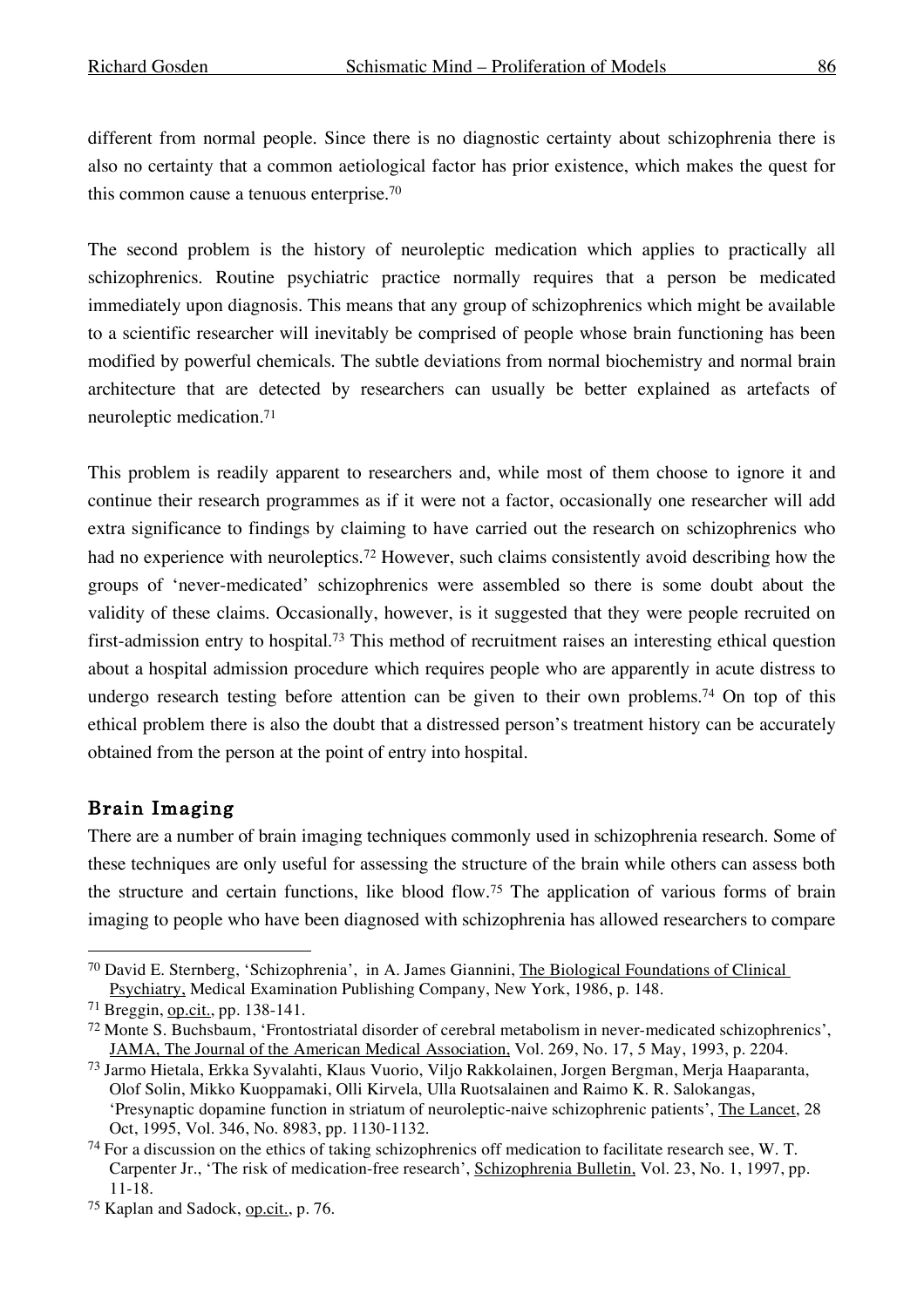different from normal people. Since there is no diagnostic certainty about schizophrenia there is also no certainty that a common aetiological factor has prior existence, which makes the quest for this common cause a tenuous enterprise.[70]

The second problem is the history of neuroleptic medication which applies to practically all schizophrenics. Routine psychiatric practice normally requires that a person be medicated immediately upon diagnosis. This means that any group of schizophrenics which might be available to a scientific researcher will inevitably be comprised of people whose brain functioning has been modified by powerful chemicals. The subtle deviations from normal biochemistry and normal brain architecture that are detected by researchers can usually be better explained as artefacts of neuroleptic medication.[71]

This problem is readily apparent to researchers and, while most of them choose to ignore it and continue their research programmes as if it were not a factor, occasionally one researcher will add extra significance to findings by claiming to have carried out the research on schizophrenics who had no experience with neuroleptics.[72] However, such claims consistently avoid describing how the groups of 'never-medicated' schizophrenics were assembled so there is some doubt about the validity of these claims. Occasionally, however, is it suggested that they were people recruited on first-admission entry to hospital.[73] This method of recruitment raises an interesting ethical question about a hospital admission procedure which requires people who are apparently in acute distress to undergo research testing before attention can be given to their own problems.[74] On top of this ethical problem there is also the doubt that a distressed person's treatment history can be accurately obtained from the person at the point of entry into hospital.

## Brain Imaging

There are a number of brain imaging techniques commonly used in schizophrenia research. Some of these techniques are only useful for assessing the structure of the brain while others can assess both the structure and certain functions, like blood flow.[75] The application of various forms of brain imaging to people who have been diagnosed with schizophrenia has allowed researchers to compare

---

[70] David E. Sternberg, 'Schizophrenia', in A. James Giannini, The Biological Foundations of Clinical Psychiatry, Medical Examination Publishing Company, New York, 1986, p. 148.

[71] Breggin, op.cit., pp. 138-141.

[72] Monte S. Buchsbaum, 'Frontostriatal disorder of cerebral metabolism in never-medicated schizophrenics', JAMA, The Journal of the American Medical Association, Vol. 269, No. 17, 5 May, 1993, p. 2204.

[73] Jarmo Hietala, Erkka Syvalahti, Klaus Vuorio, Viljo Rakkolainen, Jorgen Bergman, Merja Haaparanta, Olof Solin, Mikko Kuoppamaki, Olli Kirvela, Ulla Ruotsalainen and Raimo K. R. Salokangas, 'Presynaptic dopamine function in striatum of neuroleptic-naive schizophrenic patients', The Lancet, 28 Oct, 1995, Vol. 346, No. 8983, pp. 1130-1132.

[74] For a discussion on the ethics of taking schizophrenics off medication to facilitate research see, W. T. Carpenter Jr., 'The risk of medication-free research', Schizophrenia Bulletin, Vol. 23, No. 1, 1997, pp. 11-18.

[75] Kaplan and Sadock, op.cit., p. 76.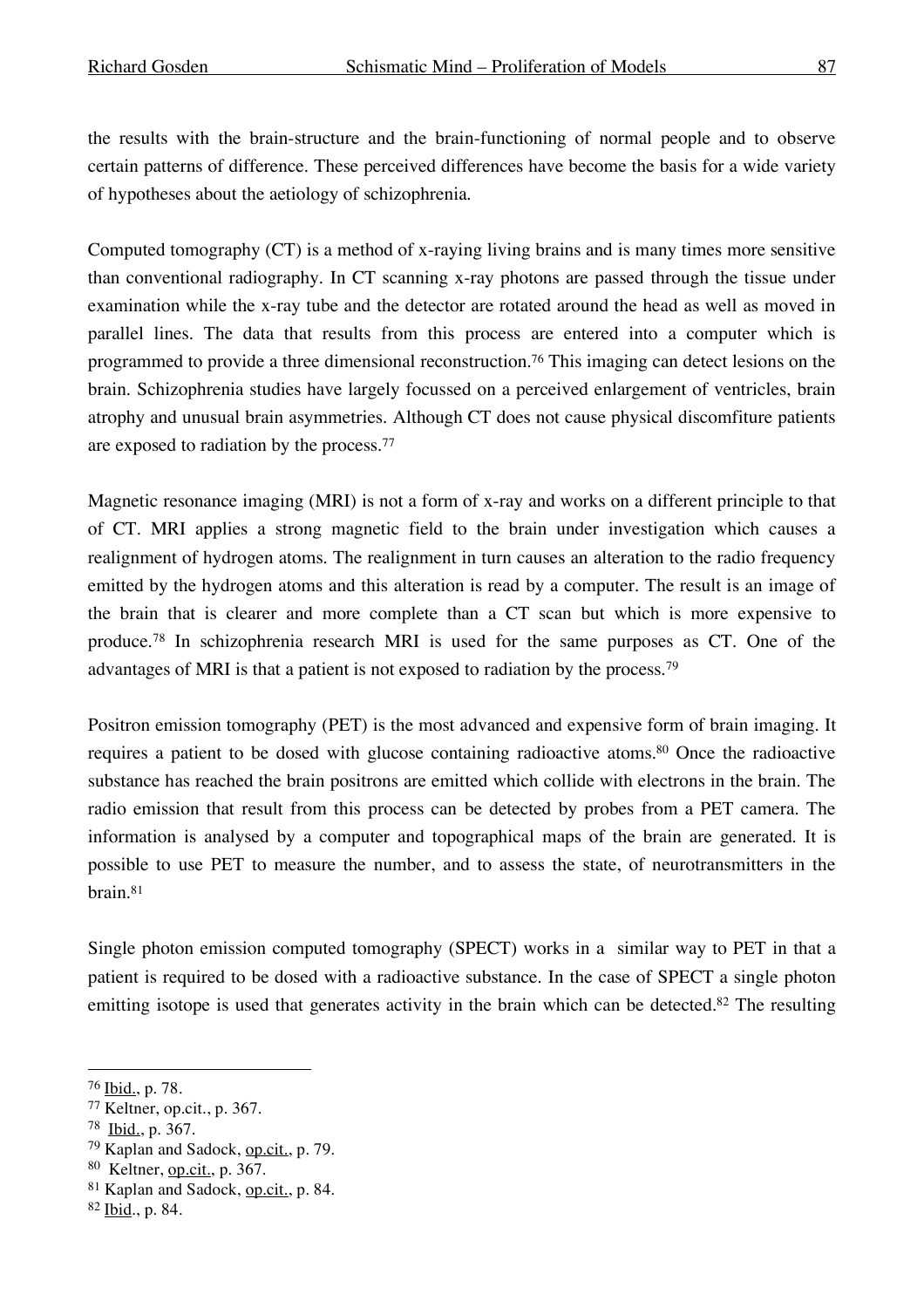the results with the brain-structure and the brain-functioning of normal people and to observe certain patterns of difference. These perceived differences have become the basis for a wide variety of hypotheses about the aetiology of schizophrenia.

Computed tomography (CT) is a method of x-raying living brains and is many times more sensitive than conventional radiography. In CT scanning x-ray photons are passed through the tissue under examination while the x-ray tube and the detector are rotated around the head as well as moved in parallel lines. The data that results from this process are entered into a computer which is programmed to provide a three dimensional reconstruction.[76] This imaging can detect lesions on the brain. Schizophrenia studies have largely focussed on a perceived enlargement of ventricles, brain atrophy and unusual brain asymmetries. Although CT does not cause physical discomfiture patients are exposed to radiation by the process.[77]

Magnetic resonance imaging (MRI) is not a form of x-ray and works on a different principle to that of CT. MRI applies a strong magnetic field to the brain under investigation which causes a realignment of hydrogen atoms. The realignment in turn causes an alteration to the radio frequency emitted by the hydrogen atoms and this alteration is read by a computer. The result is an image of the brain that is clearer and more complete than a CT scan but which is more expensive to produce.[78] In schizophrenia research MRI is used for the same purposes as CT. One of the advantages of MRI is that a patient is not exposed to radiation by the process.[79]

Positron emission tomography (PET) is the most advanced and expensive form of brain imaging. It requires a patient to be dosed with glucose containing radioactive atoms.[80] Once the radioactive substance has reached the brain positrons are emitted which collide with electrons in the brain. The radio emission that result from this process can be detected by probes from a PET camera. The information is analysed by a computer and topographical maps of the brain are generated. It is possible to use PET to measure the number, and to assess the state, of neurotransmitters in the brain.[81]

Single photon emission computed tomography (SPECT) works in a similar way to PET in that a patient is required to be dosed with a radioactive substance. In the case of SPECT a single photon emitting isotope is used that generates activity in the brain which can be detected.[82] The resulting

---

[76] Ibid., p. 78.

[77] Keltner, op.cit., p. 367.

[78] Ibid., p. 367.

[79] Kaplan and Sadock, op.cit., p. 79.

[80] Keltner, op.cit., p. 367.

[81] Kaplan and Sadock, op.cit., p. 84.

[82] Ibid., p. 84.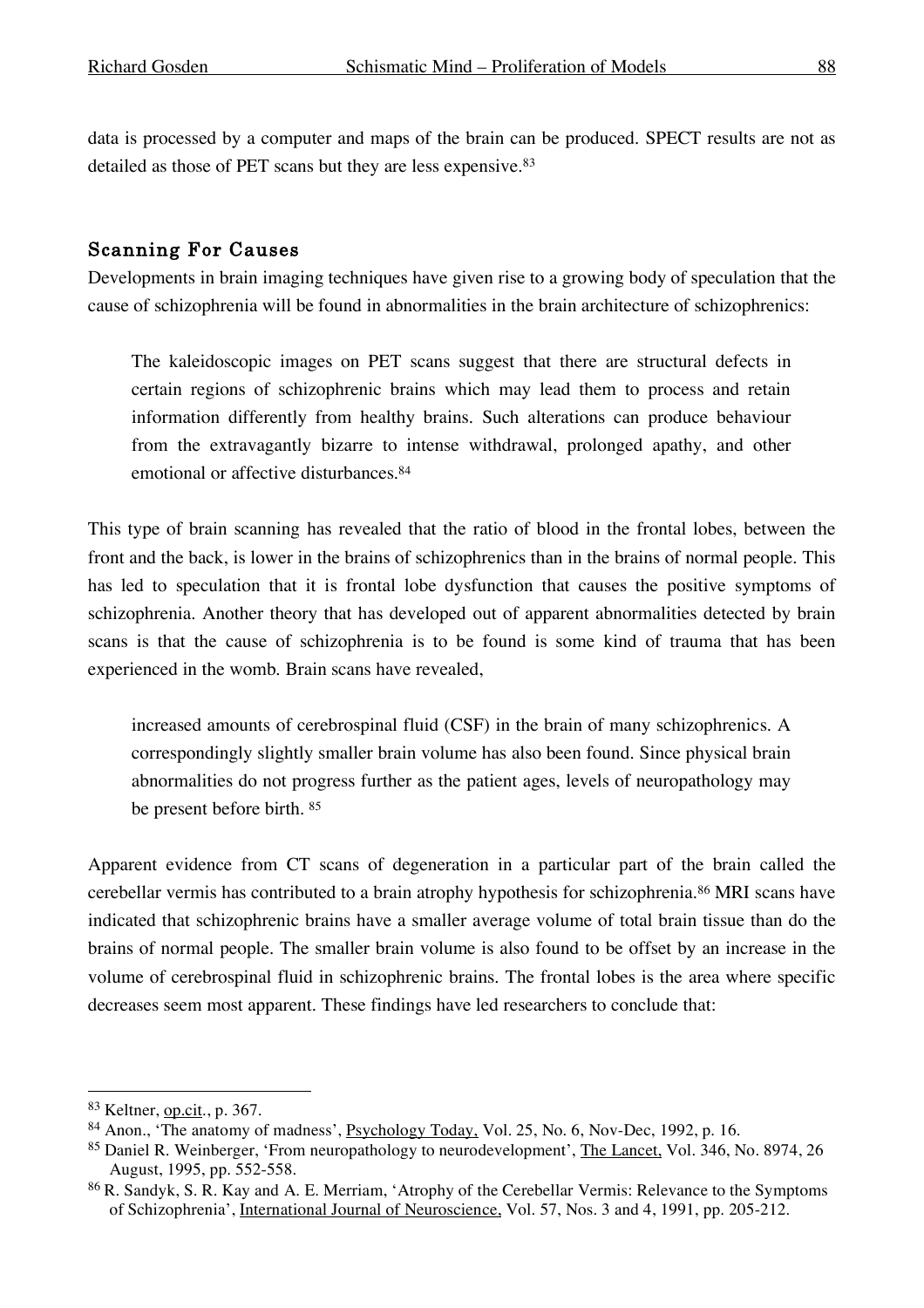data is processed by a computer and maps of the brain can be produced. SPECT results are not as detailed as those of PET scans but they are less expensive.[83]

### Scanning For Causes

Developments in brain imaging techniques have given rise to a growing body of speculation that the cause of schizophrenia will be found in abnormalities in the brain architecture of schizophrenics:

> The kaleidoscopic images on PET scans suggest that there are structural defects in certain regions of schizophrenic brains which may lead them to process and retain information differently from healthy brains. Such alterations can produce behaviour from the extravagantly bizarre to intense withdrawal, prolonged apathy, and other emotional or affective disturbances.[84]

This type of brain scanning has revealed that the ratio of blood in the frontal lobes, between the front and the back, is lower in the brains of schizophrenics than in the brains of normal people. This has led to speculation that it is frontal lobe dysfunction that causes the positive symptoms of schizophrenia. Another theory that has developed out of apparent abnormalities detected by brain scans is that the cause of schizophrenia is to be found is some kind of trauma that has been experienced in the womb. Brain scans have revealed,

> increased amounts of cerebrospinal fluid (CSF) in the brain of many schizophrenics. A correspondingly slightly smaller brain volume has also been found. Since physical brain abnormalities do not progress further as the patient ages, levels of neuropathology may be present before birth. [85]

Apparent evidence from CT scans of degeneration in a particular part of the brain called the cerebellar vermis has contributed to a brain atrophy hypothesis for schizophrenia.[86] MRI scans have indicated that schizophrenic brains have a smaller average volume of total brain tissue than do the brains of normal people. The smaller brain volume is also found to be offset by an increase in the volume of cerebrospinal fluid in schizophrenic brains. The frontal lobes is the area where specific decreases seem most apparent. These findings have led researchers to conclude that:

---

[83] Keltner, op.cit., p. 367.

[84] Anon., 'The anatomy of madness', Psychology Today, Vol. 25, No. 6, Nov-Dec, 1992, p. 16.

[85] Daniel R. Weinberger, 'From neuropathology to neurodevelopment', The Lancet, Vol. 346, No. 8974, 26 August, 1995, pp. 552-558.

[86] R. Sandyk, S. R. Kay and A. E. Merriam, 'Atrophy of the Cerebellar Vermis: Relevance to the Symptoms of Schizophrenia', International Journal of Neuroscience, Vol. 57, Nos. 3 and 4, 1991, pp. 205-212.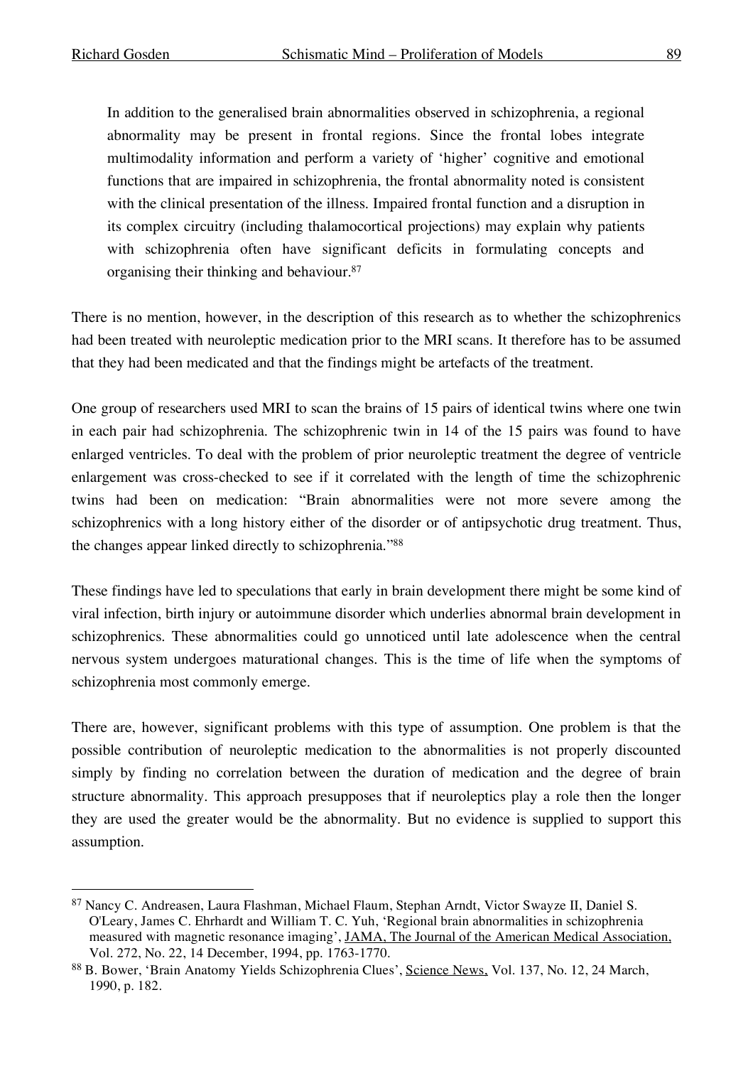> In addition to the generalised brain abnormalities observed in schizophrenia, a regional abnormality may be present in frontal regions. Since the frontal lobes integrate multimodality information and perform a variety of 'higher' cognitive and emotional functions that are impaired in schizophrenia, the frontal abnormality noted is consistent with the clinical presentation of the illness. Impaired frontal function and a disruption in its complex circuitry (including thalamocortical projections) may explain why patients with schizophrenia often have significant deficits in formulating concepts and organising their thinking and behaviour.[87]

There is no mention, however, in the description of this research as to whether the schizophrenics had been treated with neuroleptic medication prior to the MRI scans. It therefore has to be assumed that they had been medicated and that the findings might be artefacts of the treatment.

One group of researchers used MRI to scan the brains of 15 pairs of identical twins where one twin in each pair had schizophrenia. The schizophrenic twin in 14 of the 15 pairs was found to have enlarged ventricles. To deal with the problem of prior neuroleptic treatment the degree of ventricle enlargement was cross-checked to see if it correlated with the length of time the schizophrenic twins had been on medication: "Brain abnormalities were not more severe among the schizophrenics with a long history either of the disorder or of antipsychotic drug treatment. Thus, the changes appear linked directly to schizophrenia."[88]

These findings have led to speculations that early in brain development there might be some kind of viral infection, birth injury or autoimmune disorder which underlies abnormal brain development in schizophrenics. These abnormalities could go unnoticed until late adolescence when the central nervous system undergoes maturational changes. This is the time of life when the symptoms of schizophrenia most commonly emerge.

There are, however, significant problems with this type of assumption. One problem is that the possible contribution of neuroleptic medication to the abnormalities is not properly discounted simply by finding no correlation between the duration of medication and the degree of brain structure abnormality. This approach presupposes that if neuroleptics play a role then the longer they are used the greater would be the abnormality. But no evidence is supplied to support this assumption.

---

[87] Nancy C. Andreasen, Laura Flashman, Michael Flaum, Stephan Arndt, Victor Swayze II, Daniel S. O'Leary, James C. Ehrhardt and William T. C. Yuh, 'Regional brain abnormalities in schizophrenia measured with magnetic resonance imaging', JAMA, The Journal of the American Medical Association, Vol. 272, No. 22, 14 December, 1994, pp. 1763-1770.

[88] B. Bower, 'Brain Anatomy Yields Schizophrenia Clues', Science News, Vol. 137, No. 12, 24 March, 1990, p. 182.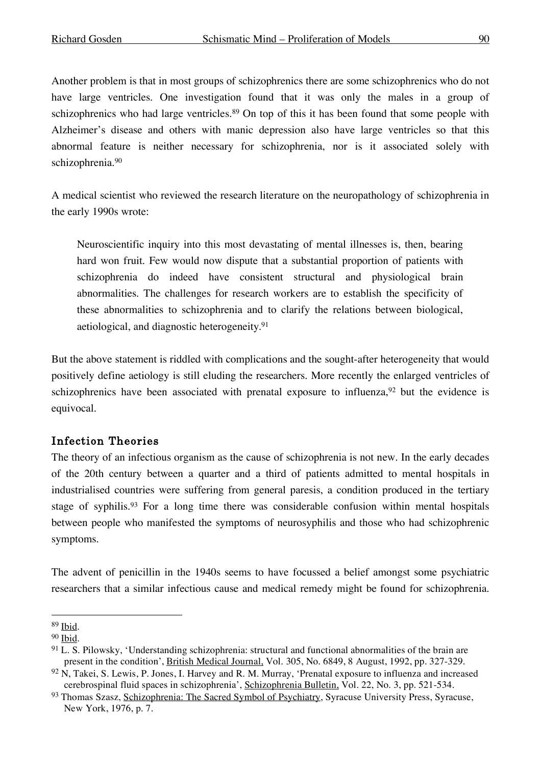Another problem is that in most groups of schizophrenics there are some schizophrenics who do not have large ventricles. One investigation found that it was only the males in a group of schizophrenics who had large ventricles.[89] On top of this it has been found that some people with Alzheimer's disease and others with manic depression also have large ventricles so that this abnormal feature is neither necessary for schizophrenia, nor is it associated solely with schizophrenia.[90]

A medical scientist who reviewed the research literature on the neuropathology of schizophrenia in the early 1990s wrote:

> Neuroscientific inquiry into this most devastating of mental illnesses is, then, bearing hard won fruit. Few would now dispute that a substantial proportion of patients with schizophrenia do indeed have consistent structural and physiological brain abnormalities. The challenges for research workers are to establish the specificity of these abnormalities to schizophrenia and to clarify the relations between biological, aetiological, and diagnostic heterogeneity.[91]

But the above statement is riddled with complications and the sought-after heterogeneity that would positively define aetiology is still eluding the researchers. More recently the enlarged ventricles of schizophrenics have been associated with prenatal exposure to influenza,[92] but the evidence is equivocal.

## Infection Theories

The theory of an infectious organism as the cause of schizophrenia is not new. In the early decades of the 20th century between a quarter and a third of patients admitted to mental hospitals in industrialised countries were suffering from general paresis, a condition produced in the tertiary stage of syphilis.[93] For a long time there was considerable confusion within mental hospitals between people who manifested the symptoms of neurosyphilis and those who had schizophrenic symptoms.

The advent of penicillin in the 1940s seems to have focussed a belief amongst some psychiatric researchers that a similar infectious cause and medical remedy might be found for schizophrenia.

---

[89] Ibid.

[90] Ibid.

[91] L. S. Pilowsky, 'Understanding schizophrenia: structural and functional abnormalities of the brain are present in the condition', British Medical Journal, Vol. 305, No. 6849, 8 August, 1992, pp. 327-329.

[92] N, Takei, S. Lewis, P. Jones, I. Harvey and R. M. Murray, 'Prenatal exposure to influenza and increased cerebrospinal fluid spaces in schizophrenia', Schizophrenia Bulletin, Vol. 22, No. 3, pp. 521-534.

[93] Thomas Szasz, Schizophrenia: The Sacred Symbol of Psychiatry, Syracuse University Press, Syracuse, New York, 1976, p. 7.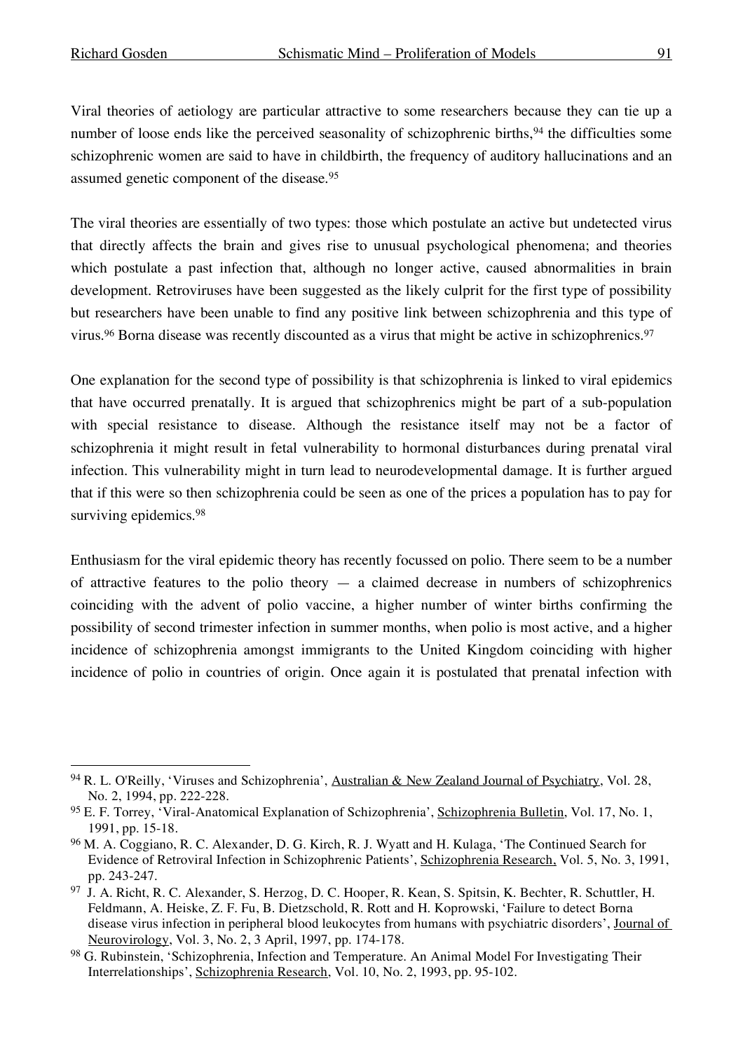Viral theories of aetiology are particular attractive to some researchers because they can tie up a number of loose ends like the perceived seasonality of schizophrenic births,[94] the difficulties some schizophrenic women are said to have in childbirth, the frequency of auditory hallucinations and an assumed genetic component of the disease.[95]

The viral theories are essentially of two types: those which postulate an active but undetected virus that directly affects the brain and gives rise to unusual psychological phenomena; and theories which postulate a past infection that, although no longer active, caused abnormalities in brain development. Retroviruses have been suggested as the likely culprit for the first type of possibility but researchers have been unable to find any positive link between schizophrenia and this type of virus.[96] Borna disease was recently discounted as a virus that might be active in schizophrenics.[97]

One explanation for the second type of possibility is that schizophrenia is linked to viral epidemics that have occurred prenatally. It is argued that schizophrenics might be part of a sub-population with special resistance to disease. Although the resistance itself may not be a factor of schizophrenia it might result in fetal vulnerability to hormonal disturbances during prenatal viral infection. This vulnerability might in turn lead to neurodevelopmental damage. It is further argued that if this were so then schizophrenia could be seen as one of the prices a population has to pay for surviving epidemics.[98]

Enthusiasm for the viral epidemic theory has recently focussed on polio. There seem to be a number of attractive features to the polio theory — a claimed decrease in numbers of schizophrenics coinciding with the advent of polio vaccine, a higher number of winter births confirming the possibility of second trimester infection in summer months, when polio is most active, and a higher incidence of schizophrenia amongst immigrants to the United Kingdom coinciding with higher incidence of polio in countries of origin. Once again it is postulated that prenatal infection with

---

[94] R. L. O'Reilly, 'Viruses and Schizophrenia', Australian & New Zealand Journal of Psychiatry, Vol. 28, No. 2, 1994, pp. 222-228.

[95] E. F. Torrey, 'Viral-Anatomical Explanation of Schizophrenia', Schizophrenia Bulletin, Vol. 17, No. 1, 1991, pp. 15-18.

[96] M. A. Coggiano, R. C. Alexander, D. G. Kirch, R. J. Wyatt and H. Kulaga, 'The Continued Search for Evidence of Retroviral Infection in Schizophrenic Patients', Schizophrenia Research, Vol. 5, No. 3, 1991, pp. 243-247.

[97] J. A. Richt, R. C. Alexander, S. Herzog, D. C. Hooper, R. Kean, S. Spitsin, K. Bechter, R. Schuttler, H. Feldmann, A. Heiske, Z. F. Fu, B. Dietzschold, R. Rott and H. Koprowski, 'Failure to detect Borna disease virus infection in peripheral blood leukocytes from humans with psychiatric disorders', Journal of Neurovirology, Vol. 3, No. 2, 3 April, 1997, pp. 174-178.

[98] G. Rubinstein, 'Schizophrenia, Infection and Temperature. An Animal Model For Investigating Their Interrelationships', Schizophrenia Research, Vol. 10, No. 2, 1993, pp. 95-102.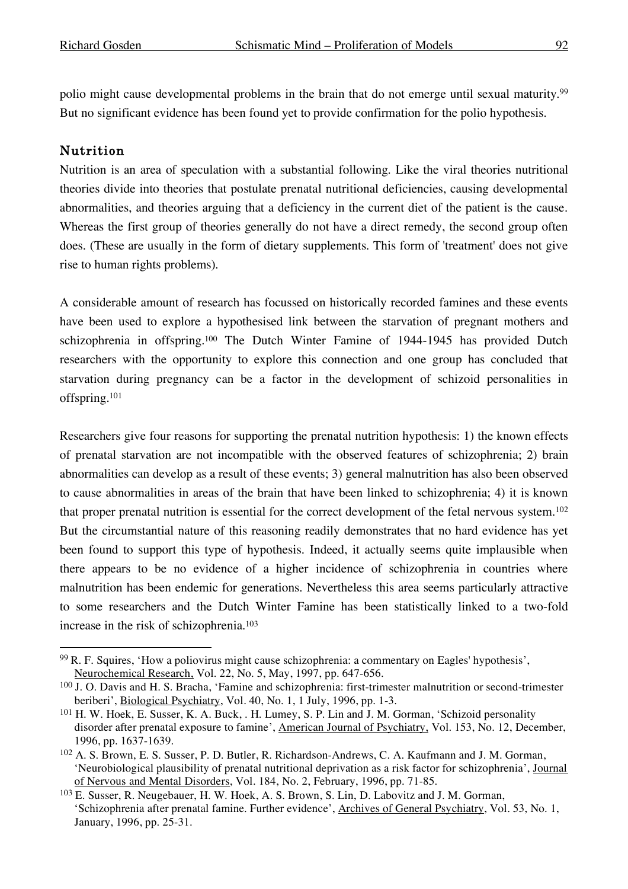polio might cause developmental problems in the brain that do not emerge until sexual maturity.[99] But no significant evidence has been found yet to provide confirmation for the polio hypothesis.

## Nutrition

Nutrition is an area of speculation with a substantial following. Like the viral theories nutritional theories divide into theories that postulate prenatal nutritional deficiencies, causing developmental abnormalities, and theories arguing that a deficiency in the current diet of the patient is the cause. Whereas the first group of theories generally do not have a direct remedy, the second group often does. (These are usually in the form of dietary supplements. This form of 'treatment' does not give rise to human rights problems).

A considerable amount of research has focussed on historically recorded famines and these events have been used to explore a hypothesised link between the starvation of pregnant mothers and schizophrenia in offspring.[100] The Dutch Winter Famine of 1944-1945 has provided Dutch researchers with the opportunity to explore this connection and one group has concluded that starvation during pregnancy can be a factor in the development of schizoid personalities in offspring.[101]

Researchers give four reasons for supporting the prenatal nutrition hypothesis: 1) the known effects of prenatal starvation are not incompatible with the observed features of schizophrenia; 2) brain abnormalities can develop as a result of these events; 3) general malnutrition has also been observed to cause abnormalities in areas of the brain that have been linked to schizophrenia; 4) it is known that proper prenatal nutrition is essential for the correct development of the fetal nervous system.[102] But the circumstantial nature of this reasoning readily demonstrates that no hard evidence has yet been found to support this type of hypothesis. Indeed, it actually seems quite implausible when there appears to be no evidence of a higher incidence of schizophrenia in countries where malnutrition has been endemic for generations. Nevertheless this area seems particularly attractive to some researchers and the Dutch Winter Famine has been statistically linked to a two-fold increase in the risk of schizophrenia.[103]

---

[99] R. F. Squires, 'How a poliovirus might cause schizophrenia: a commentary on Eagles' hypothesis', Neurochemical Research, Vol. 22, No. 5, May, 1997, pp. 647-656.

[100] J. O. Davis and H. S. Bracha, 'Famine and schizophrenia: first-trimester malnutrition or second-trimester beriberi', Biological Psychiatry, Vol. 40, No. 1, 1 July, 1996, pp. 1-3.

[101] H. W. Hoek, E. Susser, K. A. Buck, . H. Lumey, S. P. Lin and J. M. Gorman, 'Schizoid personality disorder after prenatal exposure to famine', American Journal of Psychiatry, Vol. 153, No. 12, December, 1996, pp. 1637-1639.

[102] A. S. Brown, E. S. Susser, P. D. Butler, R. Richardson-Andrews, C. A. Kaufmann and J. M. Gorman, 'Neurobiological plausibility of prenatal nutritional deprivation as a risk factor for schizophrenia', Journal of Nervous and Mental Disorders, Vol. 184, No. 2, February, 1996, pp. 71-85.

[103] E. Susser, R. Neugebauer, H. W. Hoek, A. S. Brown, S. Lin, D. Labovitz and J. M. Gorman, 'Schizophrenia after prenatal famine. Further evidence', Archives of General Psychiatry, Vol. 53, No. 1, January, 1996, pp. 25-31.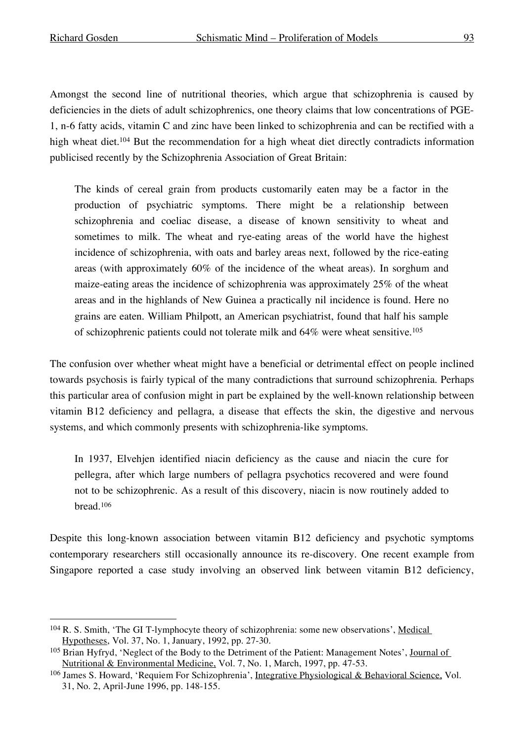Amongst the second line of nutritional theories, which argue that schizophrenia is caused by deficiencies in the diets of adult schizophrenics, one theory claims that low concentrations of PGE-1, n-6 fatty acids, vitamin C and zinc have been linked to schizophrenia and can be rectified with a high wheat diet.[104] But the recommendation for a high wheat diet directly contradicts information publicised recently by the Schizophrenia Association of Great Britain:

> The kinds of cereal grain from products customarily eaten may be a factor in the production of psychiatric symptoms. There might be a relationship between schizophrenia and coeliac disease, a disease of known sensitivity to wheat and sometimes to milk. The wheat and rye-eating areas of the world have the highest incidence of schizophrenia, with oats and barley areas next, followed by the rice-eating areas (with approximately 60% of the incidence of the wheat areas). In sorghum and maize-eating areas the incidence of schizophrenia was approximately 25% of the wheat areas and in the highlands of New Guinea a practically nil incidence is found. Here no grains are eaten. William Philpott, an American psychiatrist, found that half his sample of schizophrenic patients could not tolerate milk and 64% were wheat sensitive.[105]

The confusion over whether wheat might have a beneficial or detrimental effect on people inclined towards psychosis is fairly typical of the many contradictions that surround schizophrenia. Perhaps this particular area of confusion might in part be explained by the well-known relationship between vitamin B12 deficiency and pellagra, a disease that effects the skin, the digestive and nervous systems, and which commonly presents with schizophrenia-like symptoms.

> In 1937, Elvehjen identified niacin deficiency as the cause and niacin the cure for pellegra, after which large numbers of pellagra psychotics recovered and were found not to be schizophrenic. As a result of this discovery, niacin is now routinely added to bread.[106]

Despite this long-known association between vitamin B12 deficiency and psychotic symptoms contemporary researchers still occasionally announce its re-discovery. One recent example from Singapore reported a case study involving an observed link between vitamin B12 deficiency,

---

[104] R. S. Smith, 'The GI T-lymphocyte theory of schizophrenia: some new observations', Medical Hypotheses, Vol. 37, No. 1, January, 1992, pp. 27-30.

[105] Brian Hyfryd, 'Neglect of the Body to the Detriment of the Patient: Management Notes', Journal of Nutritional & Environmental Medicine, Vol. 7, No. 1, March, 1997, pp. 47-53.

[106] James S. Howard, 'Requiem For Schizophrenia', Integrative Physiological & Behavioral Science, Vol. 31, No. 2, April-June 1996, pp. 148-155.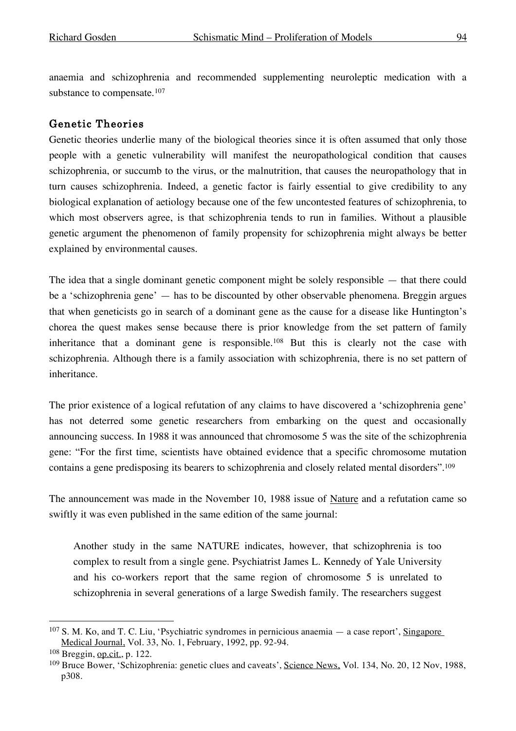anaemia and schizophrenia and recommended supplementing neuroleptic medication with a substance to compensate.[107]

## Genetic Theories

Genetic theories underlie many of the biological theories since it is often assumed that only those people with a genetic vulnerability will manifest the neuropathological condition that causes schizophrenia, or succumb to the virus, or the malnutrition, that causes the neuropathology that in turn causes schizophrenia. Indeed, a genetic factor is fairly essential to give credibility to any biological explanation of aetiology because one of the few uncontested features of schizophrenia, to which most observers agree, is that schizophrenia tends to run in families. Without a plausible genetic argument the phenomenon of family propensity for schizophrenia might always be better explained by environmental causes.

The idea that a single dominant genetic component might be solely responsible — that there could be a 'schizophrenia gene' — has to be discounted by other observable phenomena. Breggin argues that when geneticists go in search of a dominant gene as the cause for a disease like Huntington's chorea the quest makes sense because there is prior knowledge from the set pattern of family inheritance that a dominant gene is responsible.[108] But this is clearly not the case with schizophrenia. Although there is a family association with schizophrenia, there is no set pattern of inheritance.

The prior existence of a logical refutation of any claims to have discovered a 'schizophrenia gene' has not deterred some genetic researchers from embarking on the quest and occasionally announcing success. In 1988 it was announced that chromosome 5 was the site of the schizophrenia gene: "For the first time, scientists have obtained evidence that a specific chromosome mutation contains a gene predisposing its bearers to schizophrenia and closely related mental disorders".[109]

The announcement was made in the November 10, 1988 issue of Nature and a refutation came so swiftly it was even published in the same edition of the same journal:

> Another study in the same NATURE indicates, however, that schizophrenia is too complex to result from a single gene. Psychiatrist James L. Kennedy of Yale University and his co-workers report that the same region of chromosome 5 is unrelated to schizophrenia in several generations of a large Swedish family. The researchers suggest

---

[107] S. M. Ko, and T. C. Liu, 'Psychiatric syndromes in pernicious anaemia — a case report', Singapore Medical Journal, Vol. 33, No. 1, February, 1992, pp. 92-94.

[108] Breggin, op.cit., p. 122.

[109] Bruce Bower, 'Schizophrenia: genetic clues and caveats', Science News, Vol. 134, No. 20, 12 Nov, 1988, p308.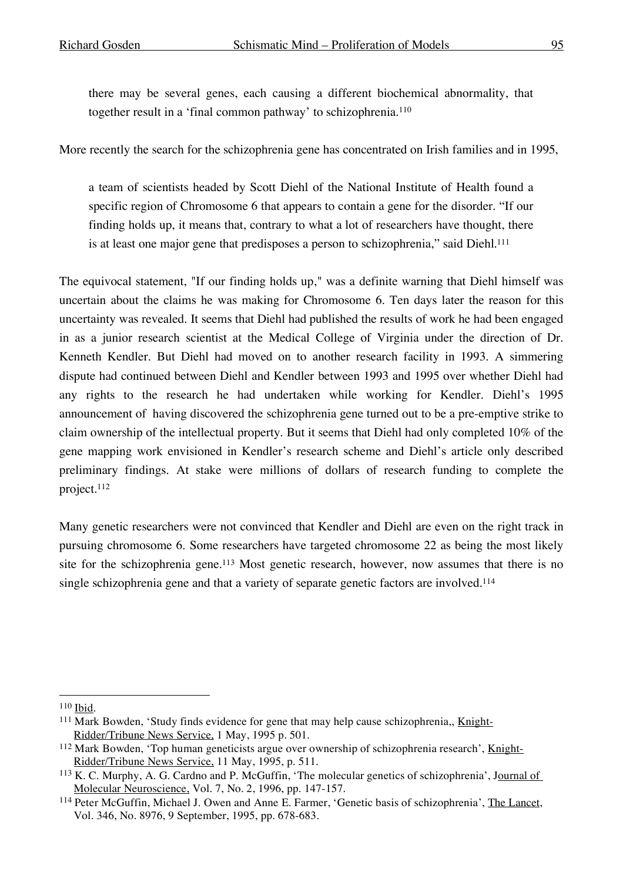> there may be several genes, each causing a different biochemical abnormality, that together result in a 'final common pathway' to schizophrenia.[110]

More recently the search for the schizophrenia gene has concentrated on Irish families and in 1995,

> a team of scientists headed by Scott Diehl of the National Institute of Health found a specific region of Chromosome 6 that appears to contain a gene for the disorder. "If our finding holds up, it means that, contrary to what a lot of researchers have thought, there is at least one major gene that predisposes a person to schizophrenia," said Diehl.[111]

The equivocal statement, "If our finding holds up," was a definite warning that Diehl himself was uncertain about the claims he was making for Chromosome 6. Ten days later the reason for this uncertainty was revealed. It seems that Diehl had published the results of work he had been engaged in as a junior research scientist at the Medical College of Virginia under the direction of Dr. Kenneth Kendler. But Diehl had moved on to another research facility in 1993. A simmering dispute had continued between Diehl and Kendler between 1993 and 1995 over whether Diehl had any rights to the research he had undertaken while working for Kendler. Diehl's 1995 announcement of having discovered the schizophrenia gene turned out to be a pre-emptive strike to claim ownership of the intellectual property. But it seems that Diehl had only completed 10% of the gene mapping work envisioned in Kendler's research scheme and Diehl's article only described preliminary findings. At stake were millions of dollars of research funding to complete the project.[112]

Many genetic researchers were not convinced that Kendler and Diehl are even on the right track in pursuing chromosome 6. Some researchers have targeted chromosome 22 as being the most likely site for the schizophrenia gene.[113] Most genetic research, however, now assumes that there is no single schizophrenia gene and that a variety of separate genetic factors are involved.[114]

---

[110] Ibid.

[111] Mark Bowden, 'Study finds evidence for gene that may help cause schizophrenia,, Knight-Ridder/Tribune News Service, 1 May, 1995 p. 501.

[112] Mark Bowden, 'Top human geneticists argue over ownership of schizophrenia research', Knight-Ridder/Tribune News Service, 11 May, 1995, p. 511.

[113] K. C. Murphy, A. G. Cardno and P. McGuffin, 'The molecular genetics of schizophrenia', Journal of Molecular Neuroscience, Vol. 7, No. 2, 1996, pp. 147-157.

[114] Peter McGuffin, Michael J. Owen and Anne E. Farmer, 'Genetic basis of schizophrenia', The Lancet, Vol. 346, No. 8976, 9 September, 1995, pp. 678-683.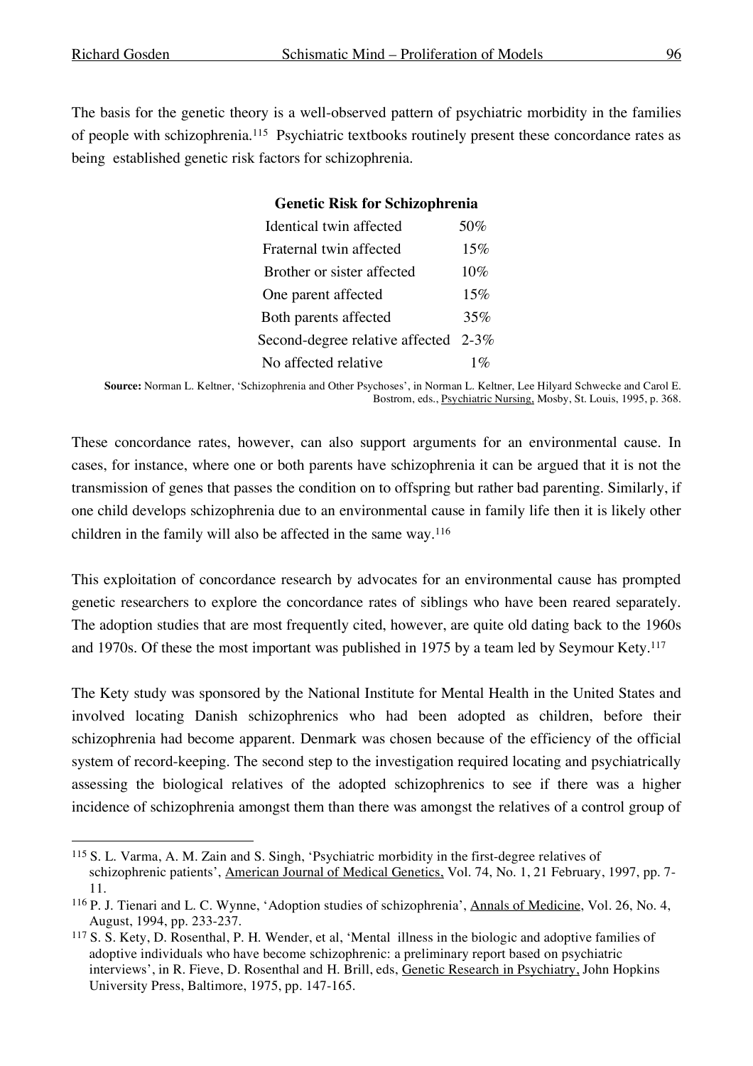The basis for the genetic theory is a well-observed pattern of psychiatric morbidity in the families of people with schizophrenia.[115] Psychiatric textbooks routinely present these concordance rates as being established genetic risk factors for schizophrenia.

**Genetic Risk for Schizophrenia**

| | |
|---|---|
| Identical twin affected | 50% |
| Fraternal twin affected | 15% |
| Brother or sister affected | 10% |
| One parent affected | 15% |
| Both parents affected | 35% |
| Second-degree relative affected | 2-3% |
| No affected relative | 1% |

**Source:** Norman L. Keltner, 'Schizophrenia and Other Psychoses', in Norman L. Keltner, Lee Hilyard Schwecke and Carol E. Bostrom, eds., Psychiatric Nursing, Mosby, St. Louis, 1995, p. 368.

These concordance rates, however, can also support arguments for an environmental cause. In cases, for instance, where one or both parents have schizophrenia it can be argued that it is not the transmission of genes that passes the condition on to offspring but rather bad parenting. Similarly, if one child develops schizophrenia due to an environmental cause in family life then it is likely other children in the family will also be affected in the same way.[116]

This exploitation of concordance research by advocates for an environmental cause has prompted genetic researchers to explore the concordance rates of siblings who have been reared separately. The adoption studies that are most frequently cited, however, are quite old dating back to the 1960s and 1970s. Of these the most important was published in 1975 by a team led by Seymour Kety.[117]

The Kety study was sponsored by the National Institute for Mental Health in the United States and involved locating Danish schizophrenics who had been adopted as children, before their schizophrenia had become apparent. Denmark was chosen because of the efficiency of the official system of record-keeping. The second step to the investigation required locating and psychiatrically assessing the biological relatives of the adopted schizophrenics to see if there was a higher incidence of schizophrenia amongst them than there was amongst the relatives of a control group of

---

[115] S. L. Varma, A. M. Zain and S. Singh, 'Psychiatric morbidity in the first-degree relatives of schizophrenic patients', American Journal of Medical Genetics, Vol. 74, No. 1, 21 February, 1997, pp. 7-11.

[116] P. J. Tienari and L. C. Wynne, 'Adoption studies of schizophrenia', Annals of Medicine, Vol. 26, No. 4, August, 1994, pp. 233-237.

[117] S. S. Kety, D. Rosenthal, P. H. Wender, et al, 'Mental illness in the biologic and adoptive families of adoptive individuals who have become schizophrenic: a preliminary report based on psychiatric interviews', in R. Fieve, D. Rosenthal and H. Brill, eds, Genetic Research in Psychiatry, John Hopkins University Press, Baltimore, 1975, pp. 147-165.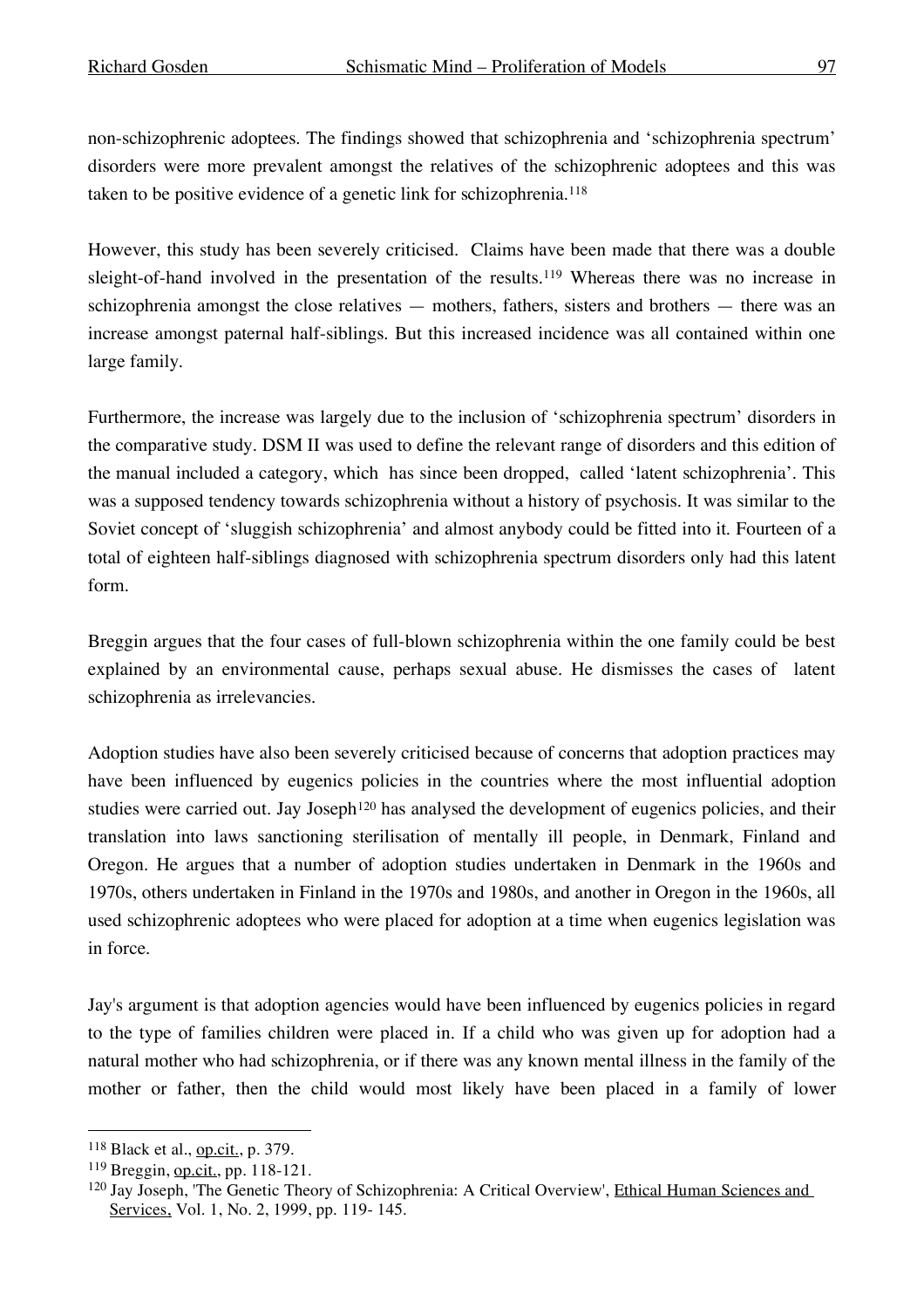non-schizophrenic adoptees. The findings showed that schizophrenia and 'schizophrenia spectrum' disorders were more prevalent amongst the relatives of the schizophrenic adoptees and this was taken to be positive evidence of a genetic link for schizophrenia.[118]

However, this study has been severely criticised. Claims have been made that there was a double sleight-of-hand involved in the presentation of the results.[119] Whereas there was no increase in schizophrenia amongst the close relatives — mothers, fathers, sisters and brothers — there was an increase amongst paternal half-siblings. But this increased incidence was all contained within one large family.

Furthermore, the increase was largely due to the inclusion of 'schizophrenia spectrum' disorders in the comparative study. DSM II was used to define the relevant range of disorders and this edition of the manual included a category, which has since been dropped, called 'latent schizophrenia'. This was a supposed tendency towards schizophrenia without a history of psychosis. It was similar to the Soviet concept of 'sluggish schizophrenia' and almost anybody could be fitted into it. Fourteen of a total of eighteen half-siblings diagnosed with schizophrenia spectrum disorders only had this latent form.

Breggin argues that the four cases of full-blown schizophrenia within the one family could be best explained by an environmental cause, perhaps sexual abuse. He dismisses the cases of latent schizophrenia as irrelevancies.

Adoption studies have also been severely criticised because of concerns that adoption practices may have been influenced by eugenics policies in the countries where the most influential adoption studies were carried out. Jay Joseph[120] has analysed the development of eugenics policies, and their translation into laws sanctioning sterilisation of mentally ill people, in Denmark, Finland and Oregon. He argues that a number of adoption studies undertaken in Denmark in the 1960s and 1970s, others undertaken in Finland in the 1970s and 1980s, and another in Oregon in the 1960s, all used schizophrenic adoptees who were placed for adoption at a time when eugenics legislation was in force.

Jay's argument is that adoption agencies would have been influenced by eugenics policies in regard to the type of families children were placed in. If a child who was given up for adoption had a natural mother who had schizophrenia, or if there was any known mental illness in the family of the mother or father, then the child would most likely have been placed in a family of lower

---

[118] Black et al., op.cit., p. 379.

[119] Breggin, op.cit., pp. 118-121.

[120] Jay Joseph, 'The Genetic Theory of Schizophrenia: A Critical Overview', Ethical Human Sciences and Services, Vol. 1, No. 2, 1999, pp. 119- 145.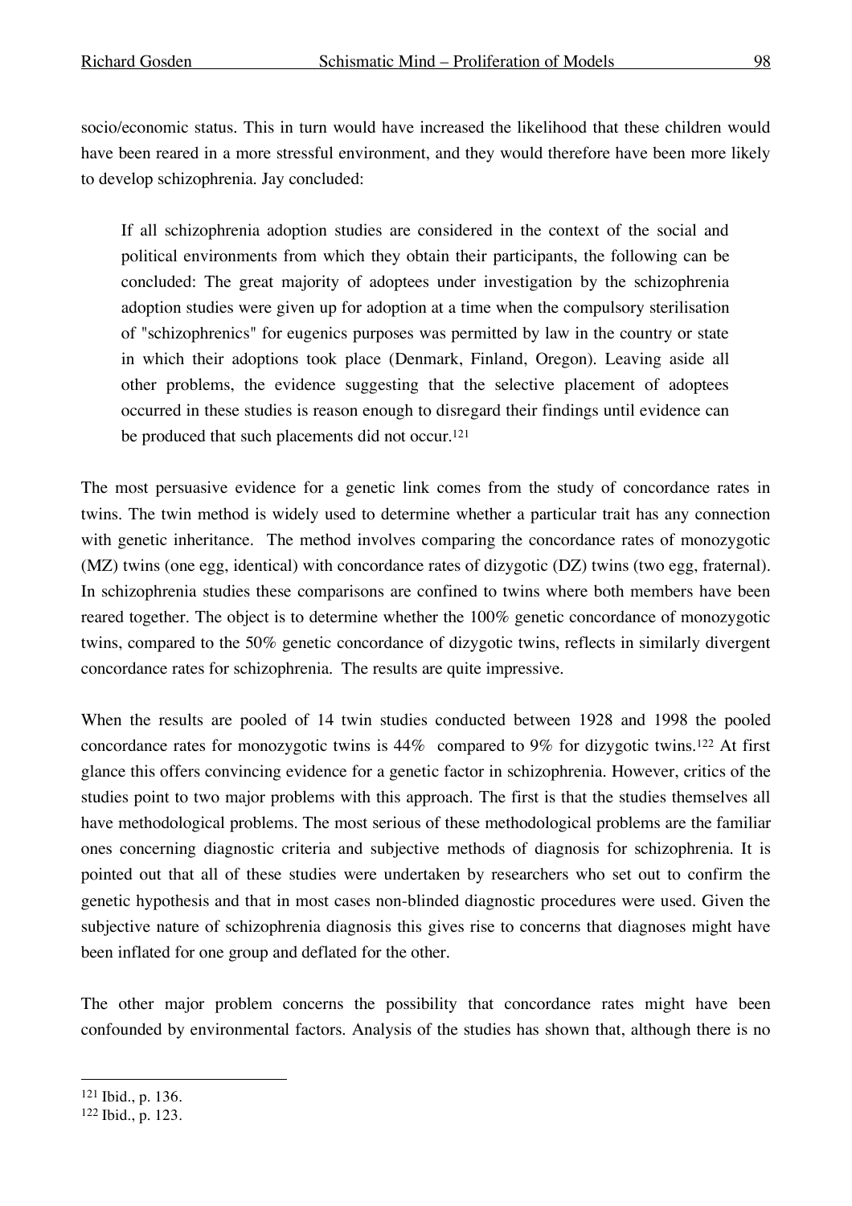socio/economic status. This in turn would have increased the likelihood that these children would have been reared in a more stressful environment, and they would therefore have been more likely to develop schizophrenia. Jay concluded:

> If all schizophrenia adoption studies are considered in the context of the social and political environments from which they obtain their participants, the following can be concluded: The great majority of adoptees under investigation by the schizophrenia adoption studies were given up for adoption at a time when the compulsory sterilisation of "schizophrenics" for eugenics purposes was permitted by law in the country or state in which their adoptions took place (Denmark, Finland, Oregon). Leaving aside all other problems, the evidence suggesting that the selective placement of adoptees occurred in these studies is reason enough to disregard their findings until evidence can be produced that such placements did not occur.[121]

The most persuasive evidence for a genetic link comes from the study of concordance rates in twins. The twin method is widely used to determine whether a particular trait has any connection with genetic inheritance. The method involves comparing the concordance rates of monozygotic (MZ) twins (one egg, identical) with concordance rates of dizygotic (DZ) twins (two egg, fraternal). In schizophrenia studies these comparisons are confined to twins where both members have been reared together. The object is to determine whether the 100% genetic concordance of monozygotic twins, compared to the 50% genetic concordance of dizygotic twins, reflects in similarly divergent concordance rates for schizophrenia. The results are quite impressive.

When the results are pooled of 14 twin studies conducted between 1928 and 1998 the pooled concordance rates for monozygotic twins is 44% compared to 9% for dizygotic twins.[122] At first glance this offers convincing evidence for a genetic factor in schizophrenia. However, critics of the studies point to two major problems with this approach. The first is that the studies themselves all have methodological problems. The most serious of these methodological problems are the familiar ones concerning diagnostic criteria and subjective methods of diagnosis for schizophrenia. It is pointed out that all of these studies were undertaken by researchers who set out to confirm the genetic hypothesis and that in most cases non-blinded diagnostic procedures were used. Given the subjective nature of schizophrenia diagnosis this gives rise to concerns that diagnoses might have been inflated for one group and deflated for the other.

The other major problem concerns the possibility that concordance rates might have been confounded by environmental factors. Analysis of the studies has shown that, although there is no

---

[121] Ibid., p. 136.

[122] Ibid., p. 123.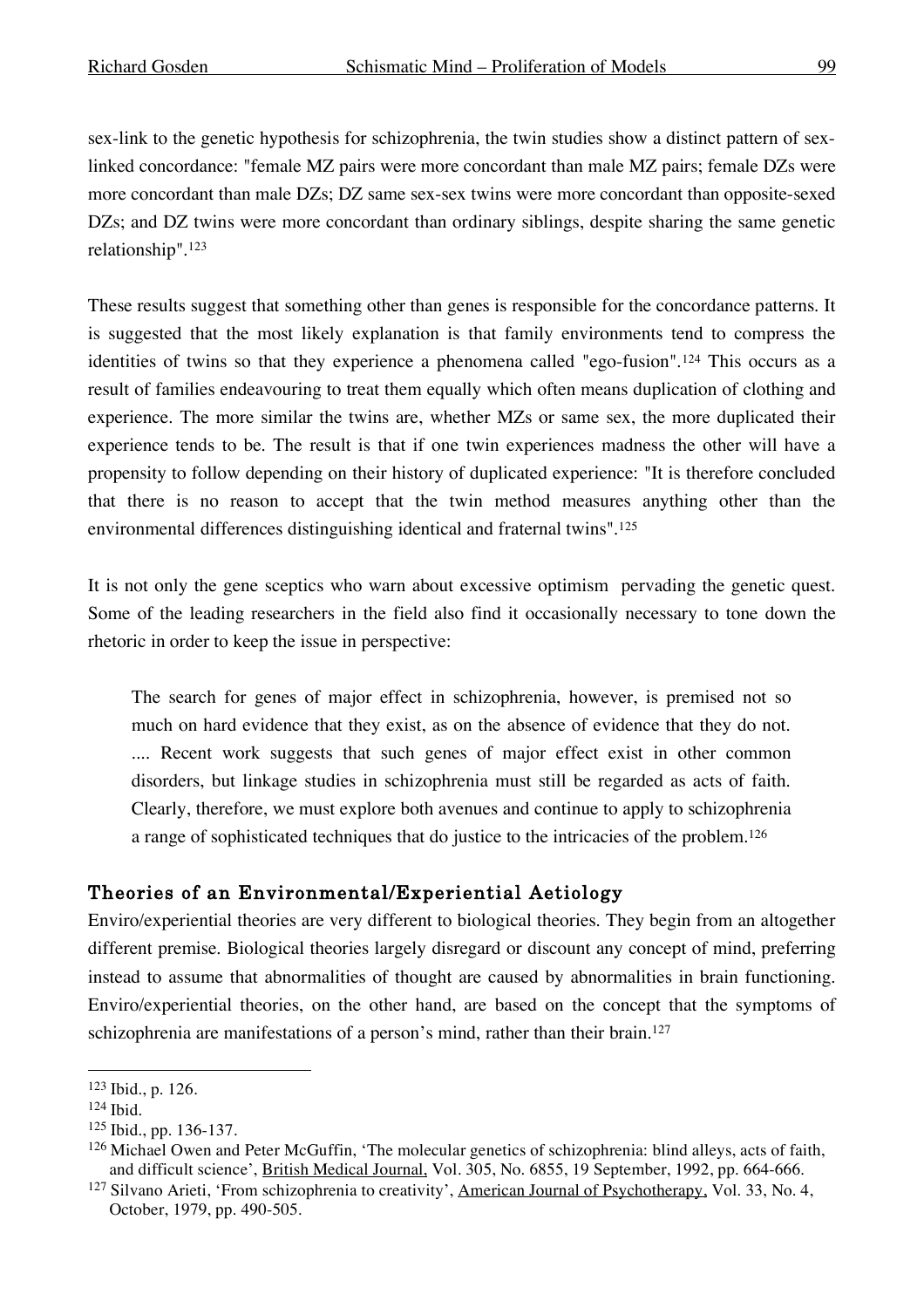sex-link to the genetic hypothesis for schizophrenia, the twin studies show a distinct pattern of sex-linked concordance: "female MZ pairs were more concordant than male MZ pairs; female DZs were more concordant than male DZs; DZ same sex-sex twins were more concordant than opposite-sexed DZs; and DZ twins were more concordant than ordinary siblings, despite sharing the same genetic relationship".[123]

These results suggest that something other than genes is responsible for the concordance patterns. It is suggested that the most likely explanation is that family environments tend to compress the identities of twins so that they experience a phenomena called "ego-fusion".[124] This occurs as a result of families endeavouring to treat them equally which often means duplication of clothing and experience. The more similar the twins are, whether MZs or same sex, the more duplicated their experience tends to be. The result is that if one twin experiences madness the other will have a propensity to follow depending on their history of duplicated experience: "It is therefore concluded that there is no reason to accept that the twin method measures anything other than the environmental differences distinguishing identical and fraternal twins".[125]

It is not only the gene sceptics who warn about excessive optimism pervading the genetic quest. Some of the leading researchers in the field also find it occasionally necessary to tone down the rhetoric in order to keep the issue in perspective:

> The search for genes of major effect in schizophrenia, however, is premised not so much on hard evidence that they exist, as on the absence of evidence that they do not. .... Recent work suggests that such genes of major effect exist in other common disorders, but linkage studies in schizophrenia must still be regarded as acts of faith. Clearly, therefore, we must explore both avenues and continue to apply to schizophrenia a range of sophisticated techniques that do justice to the intricacies of the problem.[126]

### Theories of an Environmental/Experiential Aetiology

Enviro/experiential theories are very different to biological theories. They begin from an altogether different premise. Biological theories largely disregard or discount any concept of mind, preferring instead to assume that abnormalities of thought are caused by abnormalities in brain functioning. Enviro/experiential theories, on the other hand, are based on the concept that the symptoms of schizophrenia are manifestations of a person's mind, rather than their brain.[127]

---

[123] Ibid., p. 126.

[124] Ibid.

[125] Ibid., pp. 136-137.

[126] Michael Owen and Peter McGuffin, 'The molecular genetics of schizophrenia: blind alleys, acts of faith, and difficult science', British Medical Journal, Vol. 305, No. 6855, 19 September, 1992, pp. 664-666.

[127] Silvano Arieti, 'From schizophrenia to creativity', American Journal of Psychotherapy, Vol. 33, No. 4, October, 1979, pp. 490-505.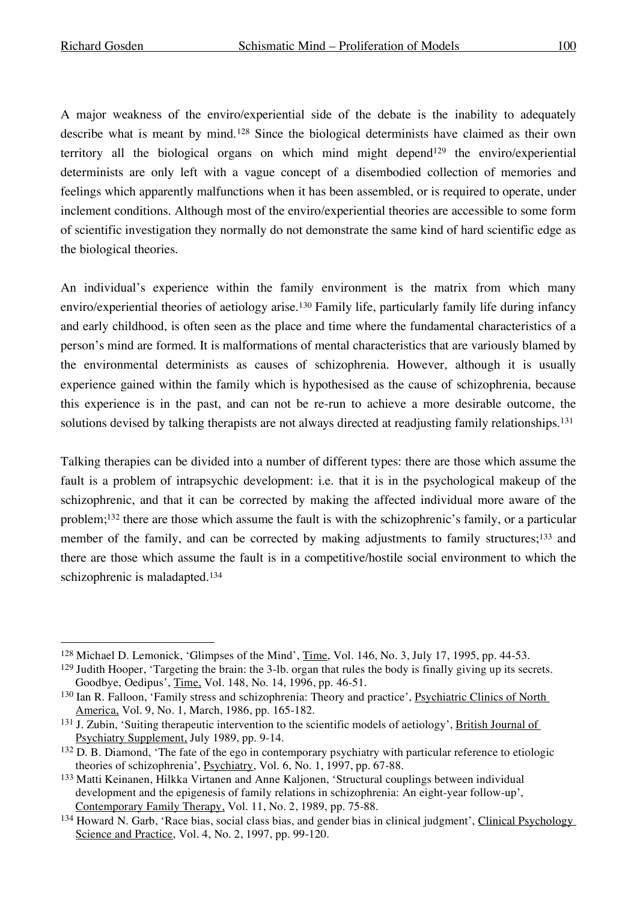A major weakness of the enviro/experiential side of the debate is the inability to adequately describe what is meant by mind.[128] Since the biological determinists have claimed as their own territory all the biological organs on which mind might depend[129] the enviro/experiential determinists are only left with a vague concept of a disembodied collection of memories and feelings which apparently malfunctions when it has been assembled, or is required to operate, under inclement conditions. Although most of the enviro/experiential theories are accessible to some form of scientific investigation they normally do not demonstrate the same kind of hard scientific edge as the biological theories.

An individual's experience within the family environment is the matrix from which many enviro/experiential theories of aetiology arise.[130] Family life, particularly family life during infancy and early childhood, is often seen as the place and time where the fundamental characteristics of a person's mind are formed. It is malformations of mental characteristics that are variously blamed by the environmental determinists as causes of schizophrenia. However, although it is usually experience gained within the family which is hypothesised as the cause of schizophrenia, because this experience is in the past, and can not be re-run to achieve a more desirable outcome, the solutions devised by talking therapists are not always directed at readjusting family relationships.[131]

Talking therapies can be divided into a number of different types: there are those which assume the fault is a problem of intrapsychic development: i.e. that it is in the psychological makeup of the schizophrenic, and that it can be corrected by making the affected individual more aware of the problem;[132] there are those which assume the fault is with the schizophrenic's family, or a particular member of the family, and can be corrected by making adjustments to family structures;[133] and there are those which assume the fault is in a competitive/hostile social environment to which the schizophrenic is maladapted.[134]

---

[128] Michael D. Lemonick, 'Glimpses of the Mind', Time, Vol. 146, No. 3, July 17, 1995, pp. 44-53.

[129] Judith Hooper, 'Targeting the brain: the 3-lb. organ that rules the body is finally giving up its secrets. Goodbye, Oedipus', Time, Vol. 148, No. 14, 1996, pp. 46-51.

[130] Ian R. Falloon, 'Family stress and schizophrenia: Theory and practice', Psychiatric Clinics of North America, Vol. 9, No. 1, March, 1986, pp. 165-182.

[131] J. Zubin, 'Suiting therapeutic intervention to the scientific models of aetiology', British Journal of Psychiatry Supplement, July 1989, pp. 9-14.

[132] D. B. Diamond, 'The fate of the ego in contemporary psychiatry with particular reference to etiologic theories of schizophrenia', Psychiatry, Vol. 6, No. 1, 1997, pp. 67-88.

[133] Matti Keinanen, Hilkka Virtanen and Anne Kaljonen, 'Structural couplings between individual development and the epigenesis of family relations in schizophrenia: An eight-year follow-up', Contemporary Family Therapy, Vol. 11, No. 2, 1989, pp. 75-88.

[134] Howard N. Garb, 'Race bias, social class bias, and gender bias in clinical judgment', Clinical Psychology Science and Practice, Vol. 4, No. 2, 1997, pp. 99-120.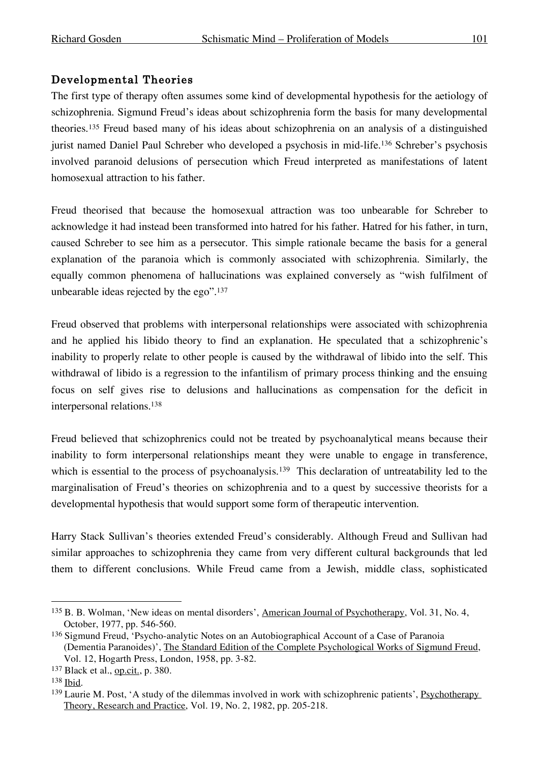## Developmental Theories

The first type of therapy often assumes some kind of developmental hypothesis for the aetiology of schizophrenia. Sigmund Freud's ideas about schizophrenia form the basis for many developmental theories.[135] Freud based many of his ideas about schizophrenia on an analysis of a distinguished jurist named Daniel Paul Schreber who developed a psychosis in mid-life.[136] Schreber's psychosis involved paranoid delusions of persecution which Freud interpreted as manifestations of latent homosexual attraction to his father.

Freud theorised that because the homosexual attraction was too unbearable for Schreber to acknowledge it had instead been transformed into hatred for his father. Hatred for his father, in turn, caused Schreber to see him as a persecutor. This simple rationale became the basis for a general explanation of the paranoia which is commonly associated with schizophrenia. Similarly, the equally common phenomena of hallucinations was explained conversely as "wish fulfilment of unbearable ideas rejected by the ego".[137]

Freud observed that problems with interpersonal relationships were associated with schizophrenia and he applied his libido theory to find an explanation. He speculated that a schizophrenic's inability to properly relate to other people is caused by the withdrawal of libido into the self. This withdrawal of libido is a regression to the infantilism of primary process thinking and the ensuing focus on self gives rise to delusions and hallucinations as compensation for the deficit in interpersonal relations.[138]

Freud believed that schizophrenics could not be treated by psychoanalytical means because their inability to form interpersonal relationships meant they were unable to engage in transference, which is essential to the process of psychoanalysis.[139] This declaration of untreatability led to the marginalisation of Freud's theories on schizophrenia and to a quest by successive theorists for a developmental hypothesis that would support some form of therapeutic intervention.

Harry Stack Sullivan's theories extended Freud's considerably. Although Freud and Sullivan had similar approaches to schizophrenia they came from very different cultural backgrounds that led them to different conclusions. While Freud came from a Jewish, middle class, sophisticated

---

[135] B. B. Wolman, 'New ideas on mental disorders', American Journal of Psychotherapy, Vol. 31, No. 4, October, 1977, pp. 546-560.

[136] Sigmund Freud, 'Psycho-analytic Notes on an Autobiographical Account of a Case of Paranoia (Dementia Paranoides)', The Standard Edition of the Complete Psychological Works of Sigmund Freud, Vol. 12, Hogarth Press, London, 1958, pp. 3-82.

[137] Black et al., op.cit., p. 380.

[138] Ibid.

[139] Laurie M. Post, 'A study of the dilemmas involved in work with schizophrenic patients', Psychotherapy Theory, Research and Practice, Vol. 19, No. 2, 1982, pp. 205-218.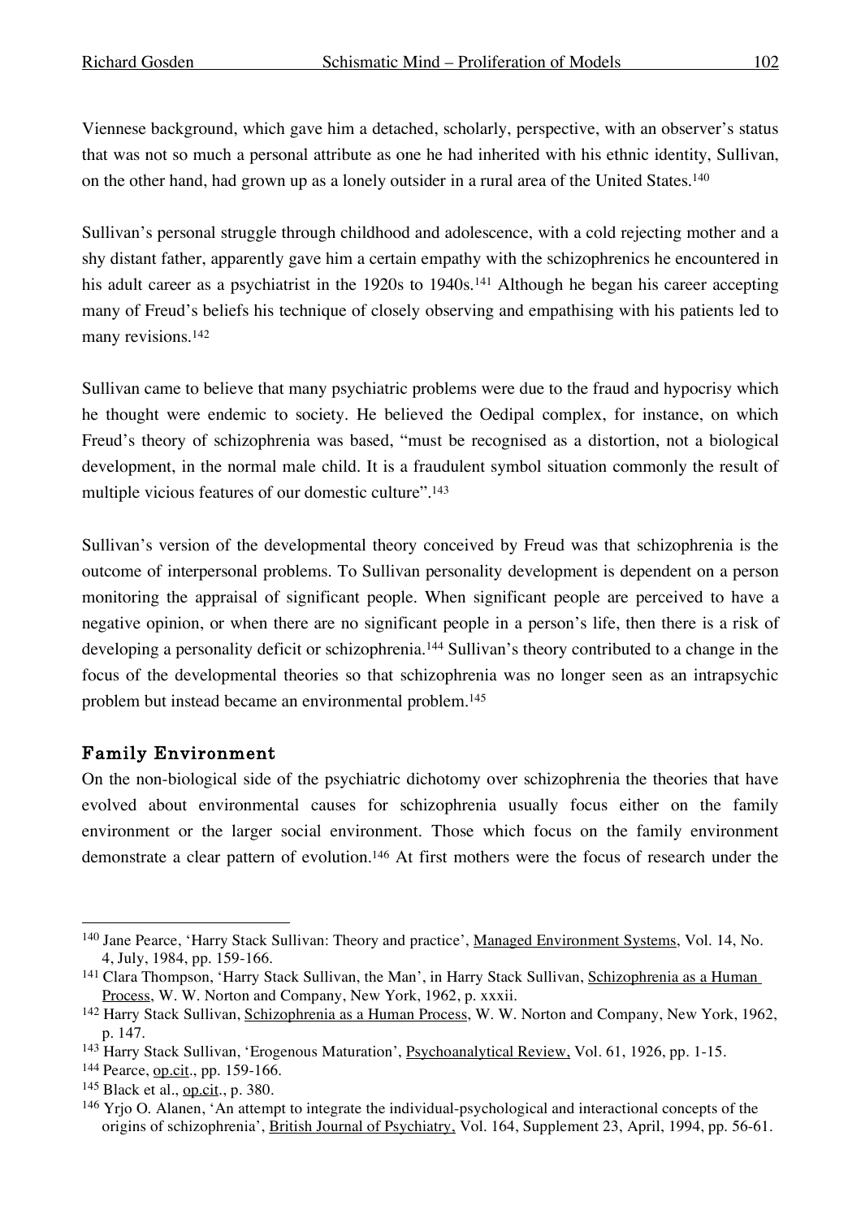Viennese background, which gave him a detached, scholarly, perspective, with an observer's status that was not so much a personal attribute as one he had inherited with his ethnic identity, Sullivan, on the other hand, had grown up as a lonely outsider in a rural area of the United States.[140]

Sullivan's personal struggle through childhood and adolescence, with a cold rejecting mother and a shy distant father, apparently gave him a certain empathy with the schizophrenics he encountered in his adult career as a psychiatrist in the 1920s to 1940s.[141] Although he began his career accepting many of Freud's beliefs his technique of closely observing and empathising with his patients led to many revisions.[142]

Sullivan came to believe that many psychiatric problems were due to the fraud and hypocrisy which he thought were endemic to society. He believed the Oedipal complex, for instance, on which Freud's theory of schizophrenia was based, "must be recognised as a distortion, not a biological development, in the normal male child. It is a fraudulent symbol situation commonly the result of multiple vicious features of our domestic culture".[143]

Sullivan's version of the developmental theory conceived by Freud was that schizophrenia is the outcome of interpersonal problems. To Sullivan personality development is dependent on a person monitoring the appraisal of significant people. When significant people are perceived to have a negative opinion, or when there are no significant people in a person's life, then there is a risk of developing a personality deficit or schizophrenia.[144] Sullivan's theory contributed to a change in the focus of the developmental theories so that schizophrenia was no longer seen as an intrapsychic problem but instead became an environmental problem.[145]

### Family Environment

On the non-biological side of the psychiatric dichotomy over schizophrenia the theories that have evolved about environmental causes for schizophrenia usually focus either on the family environment or the larger social environment. Those which focus on the family environment demonstrate a clear pattern of evolution.[146] At first mothers were the focus of research under the

---

[140] Jane Pearce, 'Harry Stack Sullivan: Theory and practice', Managed Environment Systems, Vol. 14, No. 4, July, 1984, pp. 159-166.

[141] Clara Thompson, 'Harry Stack Sullivan, the Man', in Harry Stack Sullivan, Schizophrenia as a Human Process, W. W. Norton and Company, New York, 1962, p. xxxii.

[142] Harry Stack Sullivan, Schizophrenia as a Human Process, W. W. Norton and Company, New York, 1962, p. 147.

[143] Harry Stack Sullivan, 'Erogenous Maturation', Psychoanalytical Review, Vol. 61, 1926, pp. 1-15.

[144] Pearce, op.cit., pp. 159-166.

[145] Black et al., op.cit., p. 380.

[146] Yrjo O. Alanen, 'An attempt to integrate the individual-psychological and interactional concepts of the origins of schizophrenia', British Journal of Psychiatry, Vol. 164, Supplement 23, April, 1994, pp. 56-61.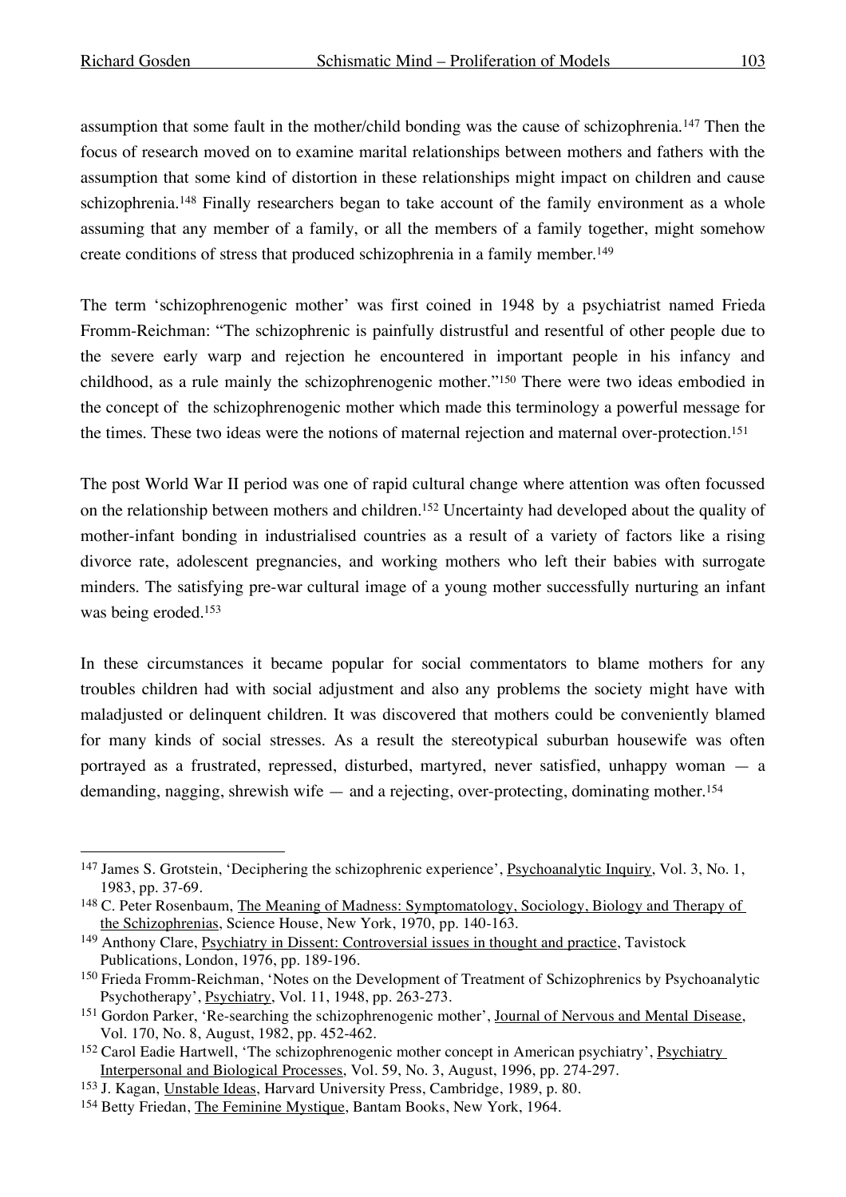assumption that some fault in the mother/child bonding was the cause of schizophrenia.[147] Then the focus of research moved on to examine marital relationships between mothers and fathers with the assumption that some kind of distortion in these relationships might impact on children and cause schizophrenia.[148] Finally researchers began to take account of the family environment as a whole assuming that any member of a family, or all the members of a family together, might somehow create conditions of stress that produced schizophrenia in a family member.[149]

The term 'schizophrenogenic mother' was first coined in 1948 by a psychiatrist named Frieda Fromm-Reichman: "The schizophrenic is painfully distrustful and resentful of other people due to the severe early warp and rejection he encountered in important people in his infancy and childhood, as a rule mainly the schizophrenogenic mother."[150] There were two ideas embodied in the concept of the schizophrenogenic mother which made this terminology a powerful message for the times. These two ideas were the notions of maternal rejection and maternal over-protection.[151]

The post World War II period was one of rapid cultural change where attention was often focussed on the relationship between mothers and children.[152] Uncertainty had developed about the quality of mother-infant bonding in industrialised countries as a result of a variety of factors like a rising divorce rate, adolescent pregnancies, and working mothers who left their babies with surrogate minders. The satisfying pre-war cultural image of a young mother successfully nurturing an infant was being eroded.[153]

In these circumstances it became popular for social commentators to blame mothers for any troubles children had with social adjustment and also any problems the society might have with maladjusted or delinquent children. It was discovered that mothers could be conveniently blamed for many kinds of social stresses. As a result the stereotypical suburban housewife was often portrayed as a frustrated, repressed, disturbed, martyred, never satisfied, unhappy woman — a demanding, nagging, shrewish wife — and a rejecting, over-protecting, dominating mother.[154]

---

[147] James S. Grotstein, 'Deciphering the schizophrenic experience', Psychoanalytic Inquiry, Vol. 3, No. 1, 1983, pp. 37-69.

[148] C. Peter Rosenbaum, The Meaning of Madness: Symptomatology, Sociology, Biology and Therapy of the Schizophrenias, Science House, New York, 1970, pp. 140-163.

[149] Anthony Clare, Psychiatry in Dissent: Controversial issues in thought and practice, Tavistock Publications, London, 1976, pp. 189-196.

[150] Frieda Fromm-Reichman, 'Notes on the Development of Treatment of Schizophrenics by Psychoanalytic Psychotherapy', Psychiatry, Vol. 11, 1948, pp. 263-273.

[151] Gordon Parker, 'Re-searching the schizophrenogenic mother', Journal of Nervous and Mental Disease, Vol. 170, No. 8, August, 1982, pp. 452-462.

[152] Carol Eadie Hartwell, 'The schizophrenogenic mother concept in American psychiatry', Psychiatry Interpersonal and Biological Processes, Vol. 59, No. 3, August, 1996, pp. 274-297.

[153] J. Kagan, Unstable Ideas, Harvard University Press, Cambridge, 1989, p. 80.

[154] Betty Friedan, The Feminine Mystique, Bantam Books, New York, 1964.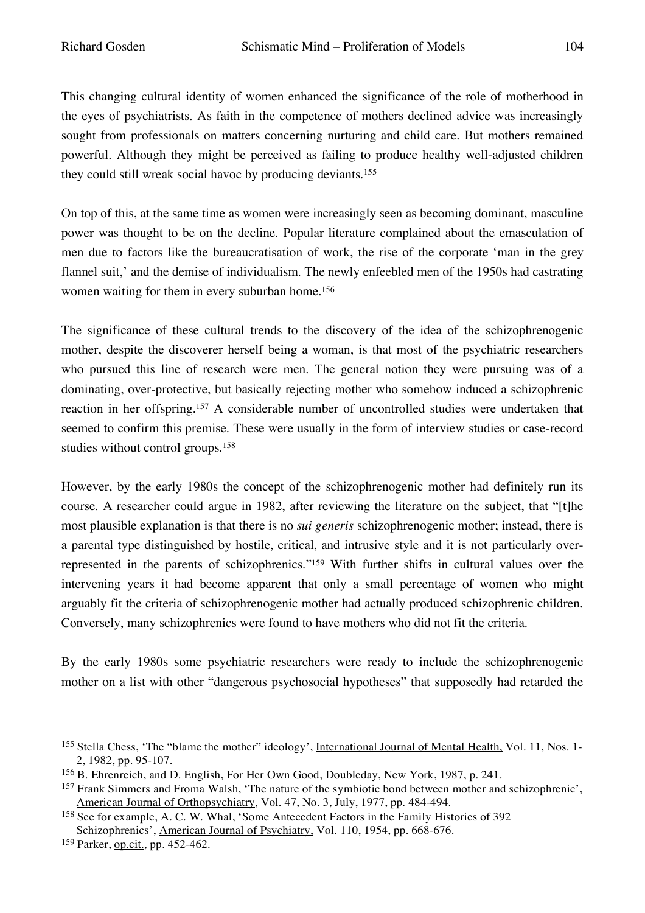This changing cultural identity of women enhanced the significance of the role of motherhood in the eyes of psychiatrists. As faith in the competence of mothers declined advice was increasingly sought from professionals on matters concerning nurturing and child care. But mothers remained powerful. Although they might be perceived as failing to produce healthy well-adjusted children they could still wreak social havoc by producing deviants.[155]

On top of this, at the same time as women were increasingly seen as becoming dominant, masculine power was thought to be on the decline. Popular literature complained about the emasculation of men due to factors like the bureaucratisation of work, the rise of the corporate 'man in the grey flannel suit,' and the demise of individualism. The newly enfeebled men of the 1950s had castrating women waiting for them in every suburban home.[156]

The significance of these cultural trends to the discovery of the idea of the schizophrenogenic mother, despite the discoverer herself being a woman, is that most of the psychiatric researchers who pursued this line of research were men. The general notion they were pursuing was of a dominating, over-protective, but basically rejecting mother who somehow induced a schizophrenic reaction in her offspring.[157] A considerable number of uncontrolled studies were undertaken that seemed to confirm this premise. These were usually in the form of interview studies or case-record studies without control groups.[158]

However, by the early 1980s the concept of the schizophrenogenic mother had definitely run its course. A researcher could argue in 1982, after reviewing the literature on the subject, that "[t]he most plausible explanation is that there is no *sui generis* schizophrenogenic mother; instead, there is a parental type distinguished by hostile, critical, and intrusive style and it is not particularly over-represented in the parents of schizophrenics."[159] With further shifts in cultural values over the intervening years it had become apparent that only a small percentage of women who might arguably fit the criteria of schizophrenogenic mother had actually produced schizophrenic children. Conversely, many schizophrenics were found to have mothers who did not fit the criteria.

By the early 1980s some psychiatric researchers were ready to include the schizophrenogenic mother on a list with other "dangerous psychosocial hypotheses" that supposedly had retarded the

---

[155] Stella Chess, 'The "blame the mother" ideology', International Journal of Mental Health, Vol. 11, Nos. 1-2, 1982, pp. 95-107.

[156] B. Ehrenreich, and D. English, For Her Own Good, Doubleday, New York, 1987, p. 241.

[157] Frank Simmers and Froma Walsh, 'The nature of the symbiotic bond between mother and schizophrenic', American Journal of Orthopsychiatry, Vol. 47, No. 3, July, 1977, pp. 484-494.

[158] See for example, A. C. W. Whal, 'Some Antecedent Factors in the Family Histories of 392 Schizophrenics', American Journal of Psychiatry, Vol. 110, 1954, pp. 668-676.

[159] Parker, op.cit., pp. 452-462.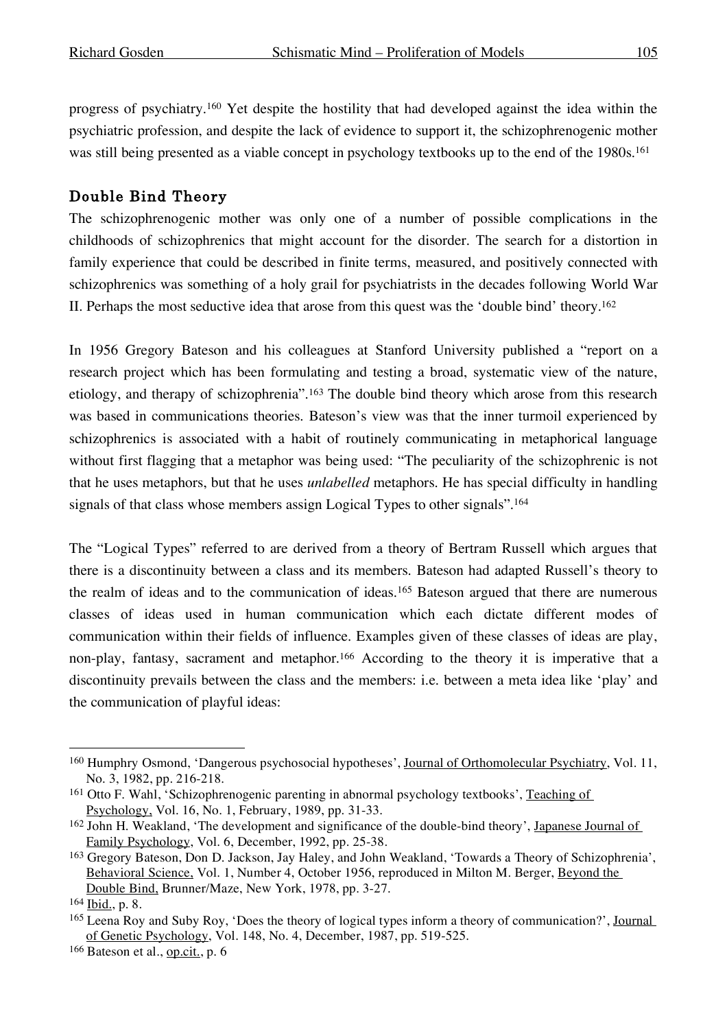progress of psychiatry.[160] Yet despite the hostility that had developed against the idea within the psychiatric profession, and despite the lack of evidence to support it, the schizophrenogenic mother was still being presented as a viable concept in psychology textbooks up to the end of the 1980s.[161]

## Double Bind Theory

The schizophrenogenic mother was only one of a number of possible complications in the childhoods of schizophrenics that might account for the disorder. The search for a distortion in family experience that could be described in finite terms, measured, and positively connected with schizophrenics was something of a holy grail for psychiatrists in the decades following World War II. Perhaps the most seductive idea that arose from this quest was the 'double bind' theory.[162]

In 1956 Gregory Bateson and his colleagues at Stanford University published a "report on a research project which has been formulating and testing a broad, systematic view of the nature, etiology, and therapy of schizophrenia".[163] The double bind theory which arose from this research was based in communications theories. Bateson's view was that the inner turmoil experienced by schizophrenics is associated with a habit of routinely communicating in metaphorical language without first flagging that a metaphor was being used: "The peculiarity of the schizophrenic is not that he uses metaphors, but that he uses *unlabelled* metaphors. He has special difficulty in handling signals of that class whose members assign Logical Types to other signals".[164]

The "Logical Types" referred to are derived from a theory of Bertram Russell which argues that there is a discontinuity between a class and its members. Bateson had adapted Russell's theory to the realm of ideas and to the communication of ideas.[165] Bateson argued that there are numerous classes of ideas used in human communication which each dictate different modes of communication within their fields of influence. Examples given of these classes of ideas are play, non-play, fantasy, sacrament and metaphor.[166] According to the theory it is imperative that a discontinuity prevails between the class and the members: i.e. between a meta idea like 'play' and the communication of playful ideas:

---

[160] Humphry Osmond, 'Dangerous psychosocial hypotheses', Journal of Orthomolecular Psychiatry, Vol. 11, No. 3, 1982, pp. 216-218.

[161] Otto F. Wahl, 'Schizophrenogenic parenting in abnormal psychology textbooks', Teaching of Psychology, Vol. 16, No. 1, February, 1989, pp. 31-33.

[162] John H. Weakland, 'The development and significance of the double-bind theory', Japanese Journal of Family Psychology, Vol. 6, December, 1992, pp. 25-38.

[163] Gregory Bateson, Don D. Jackson, Jay Haley, and John Weakland, 'Towards a Theory of Schizophrenia', Behavioral Science, Vol. 1, Number 4, October 1956, reproduced in Milton M. Berger, Beyond the Double Bind, Brunner/Maze, New York, 1978, pp. 3-27.

[164] Ibid., p. 8.

[165] Leena Roy and Suby Roy, 'Does the theory of logical types inform a theory of communication?', Journal of Genetic Psychology, Vol. 148, No. 4, December, 1987, pp. 519-525.

[166] Bateson et al., op.cit., p. 6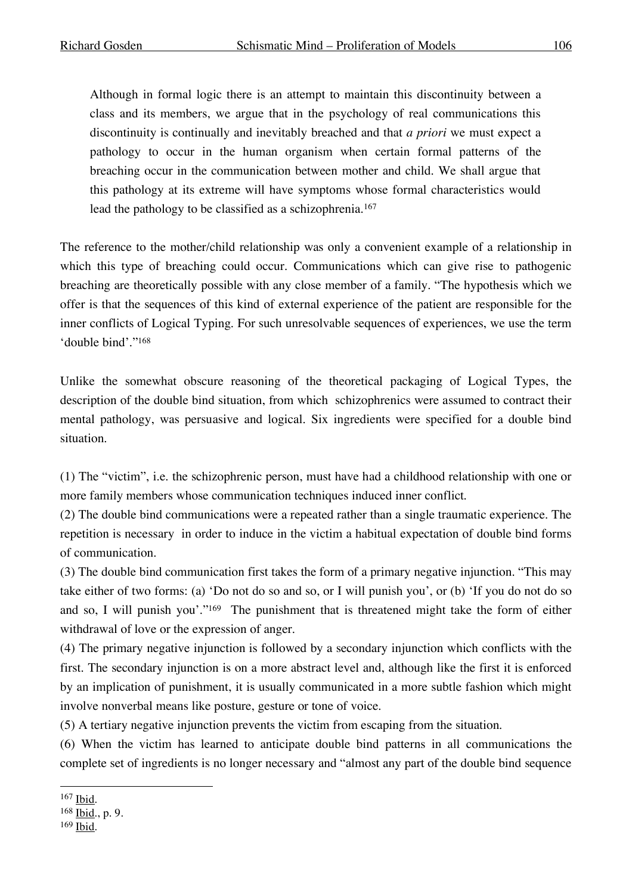> Although in formal logic there is an attempt to maintain this discontinuity between a class and its members, we argue that in the psychology of real communications this discontinuity is continually and inevitably breached and that *a priori* we must expect a pathology to occur in the human organism when certain formal patterns of the breaching occur in the communication between mother and child. We shall argue that this pathology at its extreme will have symptoms whose formal characteristics would lead the pathology to be classified as a schizophrenia.[167]

The reference to the mother/child relationship was only a convenient example of a relationship in which this type of breaching could occur. Communications which can give rise to pathogenic breaching are theoretically possible with any close member of a family. "The hypothesis which we offer is that the sequences of this kind of external experience of the patient are responsible for the inner conflicts of Logical Typing. For such unresolvable sequences of experiences, we use the term 'double bind'."[168]

Unlike the somewhat obscure reasoning of the theoretical packaging of Logical Types, the description of the double bind situation, from which schizophrenics were assumed to contract their mental pathology, was persuasive and logical. Six ingredients were specified for a double bind situation.

(1) The "victim", i.e. the schizophrenic person, must have had a childhood relationship with one or more family members whose communication techniques induced inner conflict.
(2) The double bind communications were a repeated rather than a single traumatic experience. The repetition is necessary in order to induce in the victim a habitual expectation of double bind forms of communication.
(3) The double bind communication first takes the form of a primary negative injunction. "This may take either of two forms: (a) 'Do not do so and so, or I will punish you', or (b) 'If you do not do so and so, I will punish you'."[169] The punishment that is threatened might take the form of either withdrawal of love or the expression of anger.
(4) The primary negative injunction is followed by a secondary injunction which conflicts with the first. The secondary injunction is on a more abstract level and, although like the first it is enforced by an implication of punishment, it is usually communicated in a more subtle fashion which might involve nonverbal means like posture, gesture or tone of voice.
(5) A tertiary negative injunction prevents the victim from escaping from the situation.
(6) When the victim has learned to anticipate double bind patterns in all communications the complete set of ingredients is no longer necessary and "almost any part of the double bind sequence

---

[167] Ibid.
[168] Ibid., p. 9.
[169] Ibid.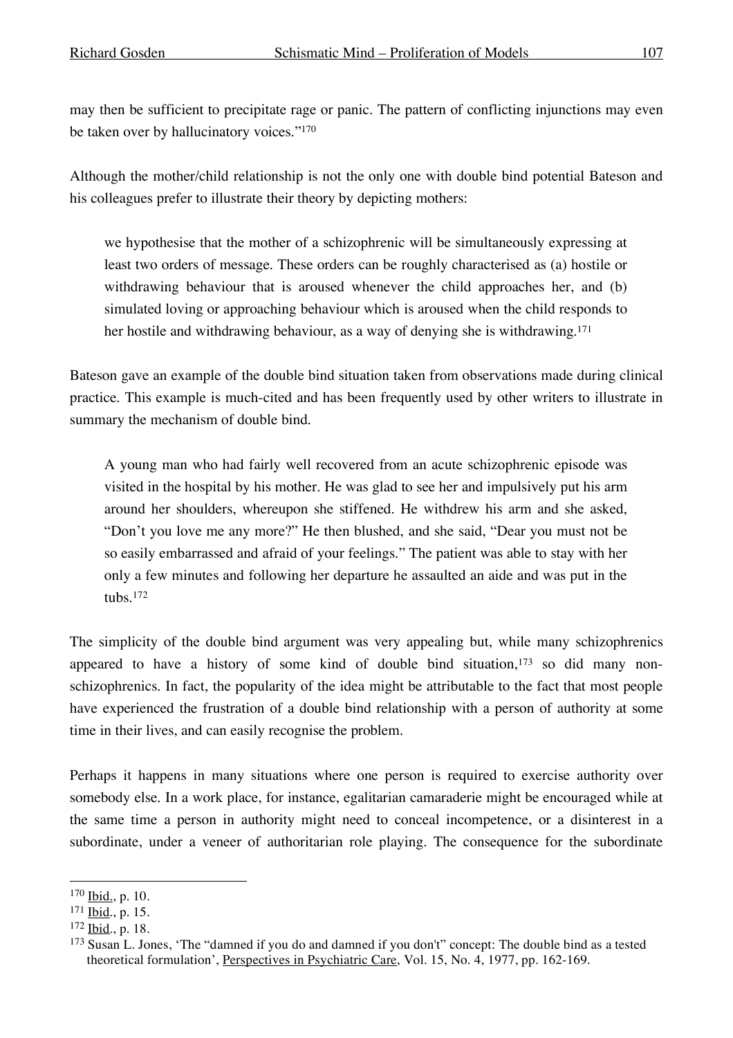may then be sufficient to precipitate rage or panic. The pattern of conflicting injunctions may even be taken over by hallucinatory voices."[170]

Although the mother/child relationship is not the only one with double bind potential Bateson and his colleagues prefer to illustrate their theory by depicting mothers:

> we hypothesise that the mother of a schizophrenic will be simultaneously expressing at least two orders of message. These orders can be roughly characterised as (a) hostile or withdrawing behaviour that is aroused whenever the child approaches her, and (b) simulated loving or approaching behaviour which is aroused when the child responds to her hostile and withdrawing behaviour, as a way of denying she is withdrawing.[171]

Bateson gave an example of the double bind situation taken from observations made during clinical practice. This example is much-cited and has been frequently used by other writers to illustrate in summary the mechanism of double bind.

> A young man who had fairly well recovered from an acute schizophrenic episode was visited in the hospital by his mother. He was glad to see her and impulsively put his arm around her shoulders, whereupon she stiffened. He withdrew his arm and she asked, "Don't you love me any more?" He then blushed, and she said, "Dear you must not be so easily embarrassed and afraid of your feelings." The patient was able to stay with her only a few minutes and following her departure he assaulted an aide and was put in the tubs.[172]

The simplicity of the double bind argument was very appealing but, while many schizophrenics appeared to have a history of some kind of double bind situation,[173] so did many non-schizophrenics. In fact, the popularity of the idea might be attributable to the fact that most people have experienced the frustration of a double bind relationship with a person of authority at some time in their lives, and can easily recognise the problem.

Perhaps it happens in many situations where one person is required to exercise authority over somebody else. In a work place, for instance, egalitarian camaraderie might be encouraged while at the same time a person in authority might need to conceal incompetence, or a disinterest in a subordinate, under a veneer of authoritarian role playing. The consequence for the subordinate

---

[170] Ibid., p. 10.

[171] Ibid., p. 15.

[172] Ibid., p. 18.

[173] Susan L. Jones, 'The "damned if you do and damned if you don't" concept: The double bind as a tested theoretical formulation', Perspectives in Psychiatric Care, Vol. 15, No. 4, 1977, pp. 162-169.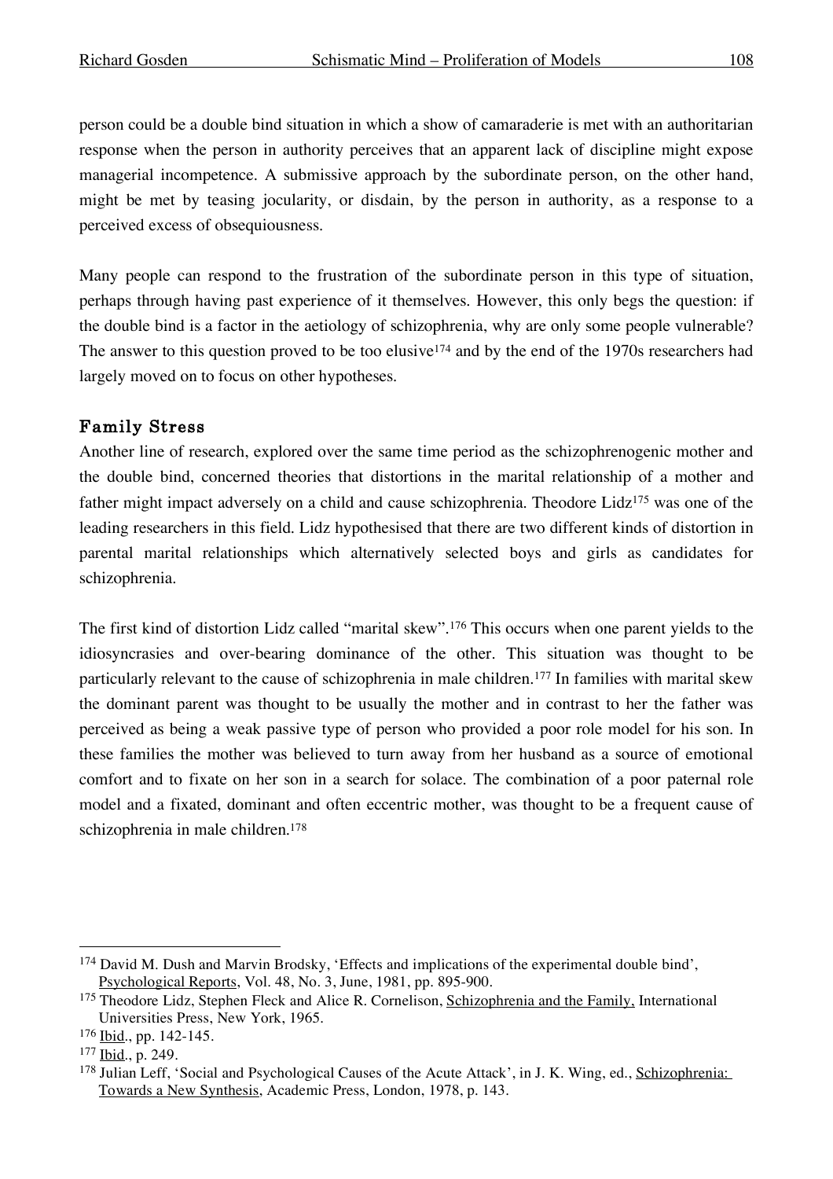person could be a double bind situation in which a show of camaraderie is met with an authoritarian response when the person in authority perceives that an apparent lack of discipline might expose managerial incompetence. A submissive approach by the subordinate person, on the other hand, might be met by teasing jocularity, or disdain, by the person in authority, as a response to a perceived excess of obsequiousness.

Many people can respond to the frustration of the subordinate person in this type of situation, perhaps through having past experience of it themselves. However, this only begs the question: if the double bind is a factor in the aetiology of schizophrenia, why are only some people vulnerable? The answer to this question proved to be too elusive[174] and by the end of the 1970s researchers had largely moved on to focus on other hypotheses.

### Family Stress

Another line of research, explored over the same time period as the schizophrenogenic mother and the double bind, concerned theories that distortions in the marital relationship of a mother and father might impact adversely on a child and cause schizophrenia. Theodore Lidz[175] was one of the leading researchers in this field. Lidz hypothesised that there are two different kinds of distortion in parental marital relationships which alternatively selected boys and girls as candidates for schizophrenia.

The first kind of distortion Lidz called "marital skew".[176] This occurs when one parent yields to the idiosyncrasies and over-bearing dominance of the other. This situation was thought to be particularly relevant to the cause of schizophrenia in male children.[177] In families with marital skew the dominant parent was thought to be usually the mother and in contrast to her the father was perceived as being a weak passive type of person who provided a poor role model for his son. In these families the mother was believed to turn away from her husband as a source of emotional comfort and to fixate on her son in a search for solace. The combination of a poor paternal role model and a fixated, dominant and often eccentric mother, was thought to be a frequent cause of schizophrenia in male children.[178]

---

[174] David M. Dush and Marvin Brodsky, 'Effects and implications of the experimental double bind', Psychological Reports, Vol. 48, No. 3, June, 1981, pp. 895-900.

[175] Theodore Lidz, Stephen Fleck and Alice R. Cornelison, Schizophrenia and the Family, International Universities Press, New York, 1965.

[176] Ibid., pp. 142-145.

[177] Ibid., p. 249.

[178] Julian Leff, 'Social and Psychological Causes of the Acute Attack', in J. K. Wing, ed., Schizophrenia: Towards a New Synthesis, Academic Press, London, 1978, p. 143.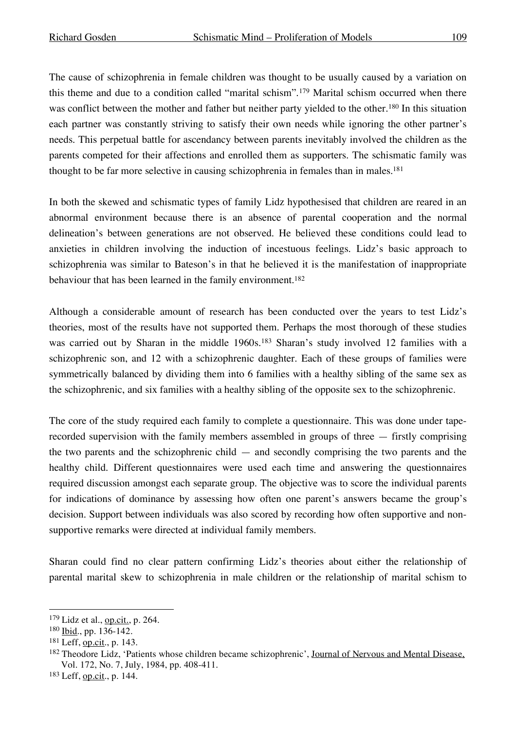The cause of schizophrenia in female children was thought to be usually caused by a variation on this theme and due to a condition called "marital schism".[179] Marital schism occurred when there was conflict between the mother and father but neither party yielded to the other.[180] In this situation each partner was constantly striving to satisfy their own needs while ignoring the other partner's needs. This perpetual battle for ascendancy between parents inevitably involved the children as the parents competed for their affections and enrolled them as supporters. The schismatic family was thought to be far more selective in causing schizophrenia in females than in males.[181]

In both the skewed and schismatic types of family Lidz hypothesised that children are reared in an abnormal environment because there is an absence of parental cooperation and the normal delineation's between generations are not observed. He believed these conditions could lead to anxieties in children involving the induction of incestuous feelings. Lidz's basic approach to schizophrenia was similar to Bateson's in that he believed it is the manifestation of inappropriate behaviour that has been learned in the family environment.[182]

Although a considerable amount of research has been conducted over the years to test Lidz's theories, most of the results have not supported them. Perhaps the most thorough of these studies was carried out by Sharan in the middle 1960s.[183] Sharan's study involved 12 families with a schizophrenic son, and 12 with a schizophrenic daughter. Each of these groups of families were symmetrically balanced by dividing them into 6 families with a healthy sibling of the same sex as the schizophrenic, and six families with a healthy sibling of the opposite sex to the schizophrenic.

The core of the study required each family to complete a questionnaire. This was done under tape-recorded supervision with the family members assembled in groups of three — firstly comprising the two parents and the schizophrenic child — and secondly comprising the two parents and the healthy child. Different questionnaires were used each time and answering the questionnaires required discussion amongst each separate group. The objective was to score the individual parents for indications of dominance by assessing how often one parent's answers became the group's decision. Support between individuals was also scored by recording how often supportive and non-supportive remarks were directed at individual family members.

Sharan could find no clear pattern confirming Lidz's theories about either the relationship of parental marital skew to schizophrenia in male children or the relationship of marital schism to

---

[179] Lidz et al., op.cit., p. 264.

[180] Ibid., pp. 136-142.

[181] Leff, op.cit., p. 143.

[182] Theodore Lidz, 'Patients whose children became schizophrenic', Journal of Nervous and Mental Disease, Vol. 172, No. 7, July, 1984, pp. 408-411.

[183] Leff, op.cit., p. 144.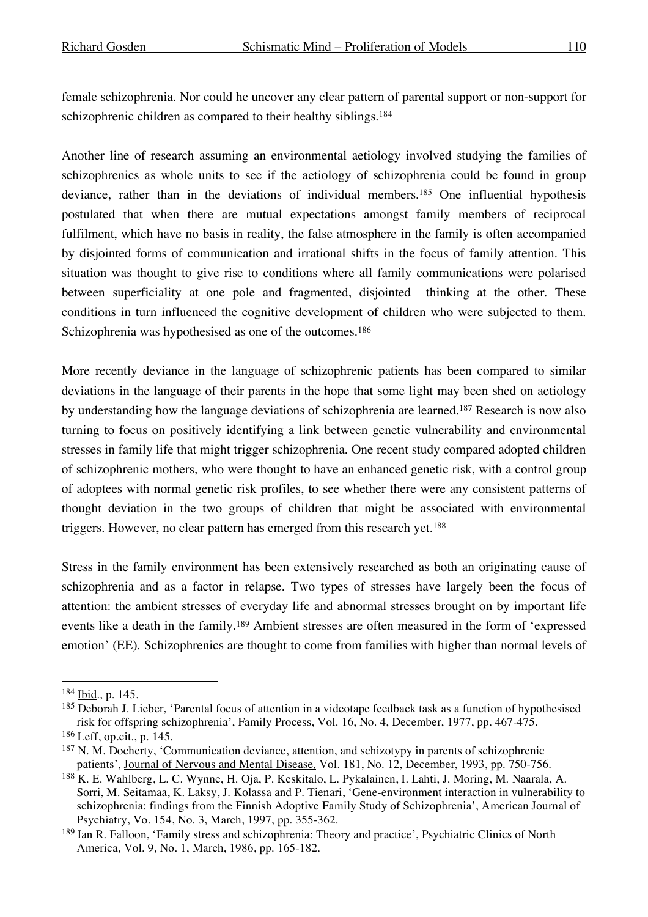female schizophrenia. Nor could he uncover any clear pattern of parental support or non-support for schizophrenic children as compared to their healthy siblings.[184]

Another line of research assuming an environmental aetiology involved studying the families of schizophrenics as whole units to see if the aetiology of schizophrenia could be found in group deviance, rather than in the deviations of individual members.[185] One influential hypothesis postulated that when there are mutual expectations amongst family members of reciprocal fulfilment, which have no basis in reality, the false atmosphere in the family is often accompanied by disjointed forms of communication and irrational shifts in the focus of family attention. This situation was thought to give rise to conditions where all family communications were polarised between superficiality at one pole and fragmented, disjointed thinking at the other. These conditions in turn influenced the cognitive development of children who were subjected to them. Schizophrenia was hypothesised as one of the outcomes.[186]

More recently deviance in the language of schizophrenic patients has been compared to similar deviations in the language of their parents in the hope that some light may been shed on aetiology by understanding how the language deviations of schizophrenia are learned.[187] Research is now also turning to focus on positively identifying a link between genetic vulnerability and environmental stresses in family life that might trigger schizophrenia. One recent study compared adopted children of schizophrenic mothers, who were thought to have an enhanced genetic risk, with a control group of adoptees with normal genetic risk profiles, to see whether there were any consistent patterns of thought deviation in the two groups of children that might be associated with environmental triggers. However, no clear pattern has emerged from this research yet.[188]

Stress in the family environment has been extensively researched as both an originating cause of schizophrenia and as a factor in relapse. Two types of stresses have largely been the focus of attention: the ambient stresses of everyday life and abnormal stresses brought on by important life events like a death in the family.[189] Ambient stresses are often measured in the form of 'expressed emotion' (EE). Schizophrenics are thought to come from families with higher than normal levels of

---

[184] Ibid., p. 145.

[185] Deborah J. Lieber, 'Parental focus of attention in a videotape feedback task as a function of hypothesised risk for offspring schizophrenia', Family Process, Vol. 16, No. 4, December, 1977, pp. 467-475.

[186] Leff, op.cit., p. 145.

[187] N. M. Docherty, 'Communication deviance, attention, and schizotypy in parents of schizophrenic patients', Journal of Nervous and Mental Disease, Vol. 181, No. 12, December, 1993, pp. 750-756.

[188] K. E. Wahlberg, L. C. Wynne, H. Oja, P. Keskitalo, L. Pykalainen, I. Lahti, J. Moring, M. Naarala, A. Sorri, M. Seitamaa, K. Laksy, J. Kolassa and P. Tienari, 'Gene-environment interaction in vulnerability to schizophrenia: findings from the Finnish Adoptive Family Study of Schizophrenia', American Journal of Psychiatry, Vo. 154, No. 3, March, 1997, pp. 355-362.

[189] Ian R. Falloon, 'Family stress and schizophrenia: Theory and practice', Psychiatric Clinics of North America, Vol. 9, No. 1, March, 1986, pp. 165-182.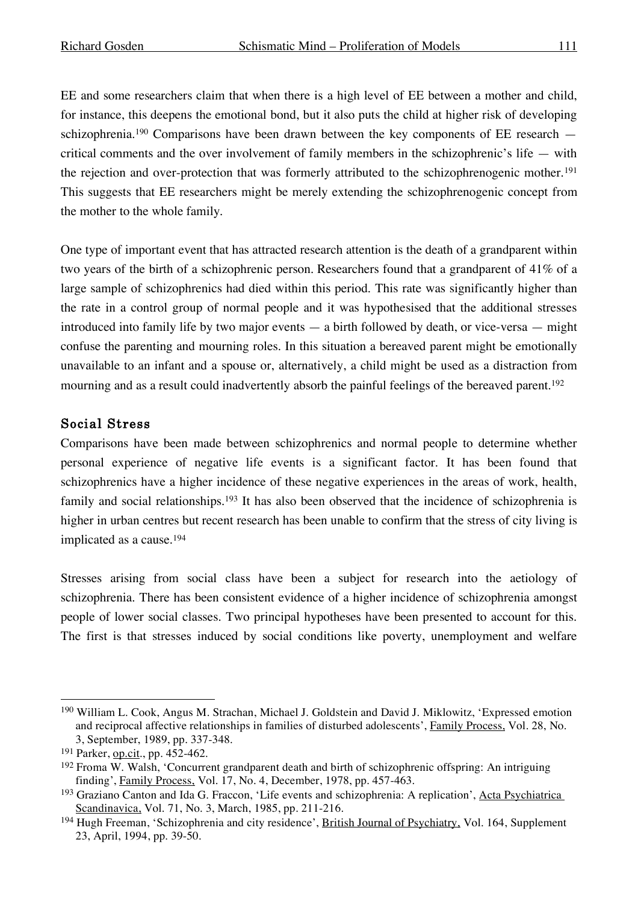EE and some researchers claim that when there is a high level of EE between a mother and child, for instance, this deepens the emotional bond, but it also puts the child at higher risk of developing schizophrenia.[190] Comparisons have been drawn between the key components of EE research — critical comments and the over involvement of family members in the schizophrenic's life — with the rejection and over-protection that was formerly attributed to the schizophrenogenic mother.[191] This suggests that EE researchers might be merely extending the schizophrenogenic concept from the mother to the whole family.

One type of important event that has attracted research attention is the death of a grandparent within two years of the birth of a schizophrenic person. Researchers found that a grandparent of 41% of a large sample of schizophrenics had died within this period. This rate was significantly higher than the rate in a control group of normal people and it was hypothesised that the additional stresses introduced into family life by two major events — a birth followed by death, or vice-versa — might confuse the parenting and mourning roles. In this situation a bereaved parent might be emotionally unavailable to an infant and a spouse or, alternatively, a child might be used as a distraction from mourning and as a result could inadvertently absorb the painful feelings of the bereaved parent.[192]

### Social Stress

Comparisons have been made between schizophrenics and normal people to determine whether personal experience of negative life events is a significant factor. It has been found that schizophrenics have a higher incidence of these negative experiences in the areas of work, health, family and social relationships.[193] It has also been observed that the incidence of schizophrenia is higher in urban centres but recent research has been unable to confirm that the stress of city living is implicated as a cause.[194]

Stresses arising from social class have been a subject for research into the aetiology of schizophrenia. There has been consistent evidence of a higher incidence of schizophrenia amongst people of lower social classes. Two principal hypotheses have been presented to account for this. The first is that stresses induced by social conditions like poverty, unemployment and welfare

---

[190] William L. Cook, Angus M. Strachan, Michael J. Goldstein and David J. Miklowitz, 'Expressed emotion and reciprocal affective relationships in families of disturbed adolescents', Family Process, Vol. 28, No. 3, September, 1989, pp. 337-348.

[191] Parker, op.cit., pp. 452-462.

[192] Froma W. Walsh, 'Concurrent grandparent death and birth of schizophrenic offspring: An intriguing finding', Family Process, Vol. 17, No. 4, December, 1978, pp. 457-463.

[193] Graziano Canton and Ida G. Fraccon, 'Life events and schizophrenia: A replication', Acta Psychiatrica Scandinavica, Vol. 71, No. 3, March, 1985, pp. 211-216.

[194] Hugh Freeman, 'Schizophrenia and city residence', British Journal of Psychiatry, Vol. 164, Supplement 23, April, 1994, pp. 39-50.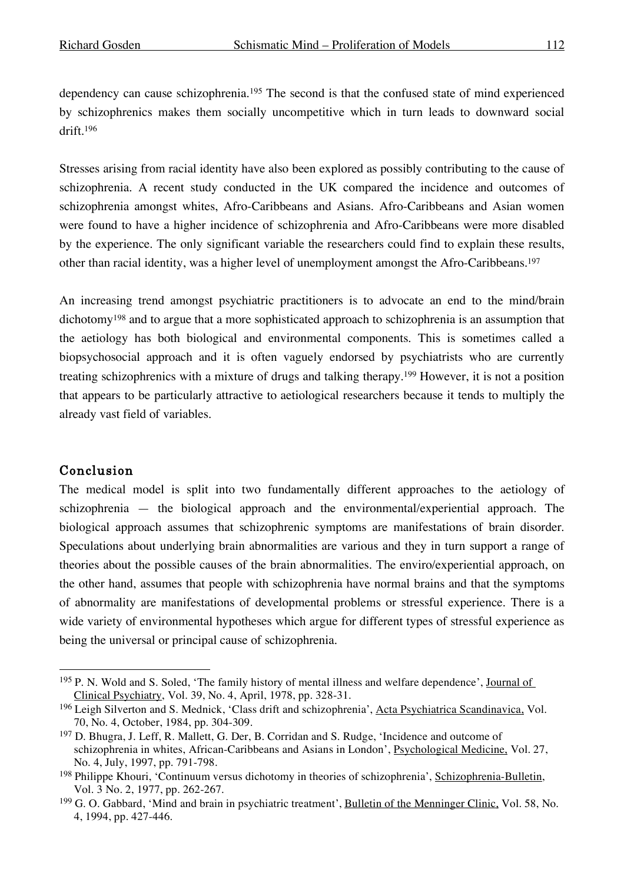dependency can cause schizophrenia.[195] The second is that the confused state of mind experienced by schizophrenics makes them socially uncompetitive which in turn leads to downward social drift.[196]

Stresses arising from racial identity have also been explored as possibly contributing to the cause of schizophrenia. A recent study conducted in the UK compared the incidence and outcomes of schizophrenia amongst whites, Afro-Caribbeans and Asians. Afro-Caribbeans and Asian women were found to have a higher incidence of schizophrenia and Afro-Caribbeans were more disabled by the experience. The only significant variable the researchers could find to explain these results, other than racial identity, was a higher level of unemployment amongst the Afro-Caribbeans.[197]

An increasing trend amongst psychiatric practitioners is to advocate an end to the mind/brain dichotomy[198] and to argue that a more sophisticated approach to schizophrenia is an assumption that the aetiology has both biological and environmental components. This is sometimes called a biopsychosocial approach and it is often vaguely endorsed by psychiatrists who are currently treating schizophrenics with a mixture of drugs and talking therapy.[199] However, it is not a position that appears to be particularly attractive to aetiological researchers because it tends to multiply the already vast field of variables.

## Conclusion

The medical model is split into two fundamentally different approaches to the aetiology of schizophrenia — the biological approach and the environmental/experiential approach. The biological approach assumes that schizophrenic symptoms are manifestations of brain disorder. Speculations about underlying brain abnormalities are various and they in turn support a range of theories about the possible causes of the brain abnormalities. The enviro/experiential approach, on the other hand, assumes that people with schizophrenia have normal brains and that the symptoms of abnormality are manifestations of developmental problems or stressful experience. There is a wide variety of environmental hypotheses which argue for different types of stressful experience as being the universal or principal cause of schizophrenia.

---

[195] P. N. Wold and S. Soled, 'The family history of mental illness and welfare dependence', Journal of Clinical Psychiatry, Vol. 39, No. 4, April, 1978, pp. 328-31.

[196] Leigh Silverton and S. Mednick, 'Class drift and schizophrenia', Acta Psychiatrica Scandinavica, Vol. 70, No. 4, October, 1984, pp. 304-309.

[197] D. Bhugra, J. Leff, R. Mallett, G. Der, B. Corridan and S. Rudge, 'Incidence and outcome of schizophrenia in whites, African-Caribbeans and Asians in London', Psychological Medicine, Vol. 27, No. 4, July, 1997, pp. 791-798.

[198] Philippe Khouri, 'Continuum versus dichotomy in theories of schizophrenia', Schizophrenia-Bulletin, Vol. 3 No. 2, 1977, pp. 262-267.

[199] G. O. Gabbard, 'Mind and brain in psychiatric treatment', Bulletin of the Menninger Clinic, Vol. 58, No. 4, 1994, pp. 427-446.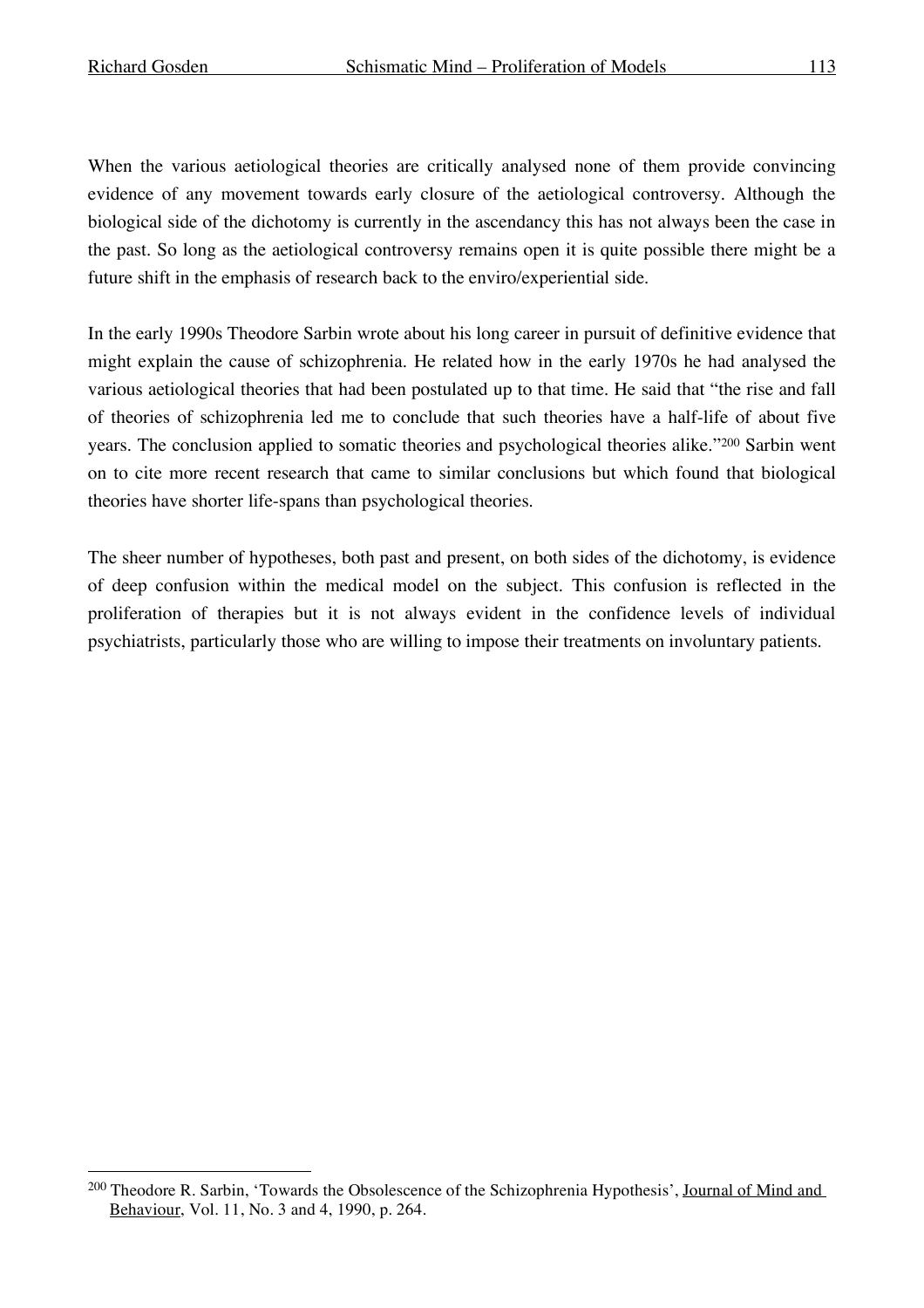When the various aetiological theories are critically analysed none of them provide convincing evidence of any movement towards early closure of the aetiological controversy. Although the biological side of the dichotomy is currently in the ascendancy this has not always been the case in the past. So long as the aetiological controversy remains open it is quite possible there might be a future shift in the emphasis of research back to the enviro/experiential side.

In the early 1990s Theodore Sarbin wrote about his long career in pursuit of definitive evidence that might explain the cause of schizophrenia. He related how in the early 1970s he had analysed the various aetiological theories that had been postulated up to that time. He said that "the rise and fall of theories of schizophrenia led me to conclude that such theories have a half-life of about five years. The conclusion applied to somatic theories and psychological theories alike."[200] Sarbin went on to cite more recent research that came to similar conclusions but which found that biological theories have shorter life-spans than psychological theories.

The sheer number of hypotheses, both past and present, on both sides of the dichotomy, is evidence of deep confusion within the medical model on the subject. This confusion is reflected in the proliferation of therapies but it is not always evident in the confidence levels of individual psychiatrists, particularly those who are willing to impose their treatments on involuntary patients.

---

[200] Theodore R. Sarbin, 'Towards the Obsolescence of the Schizophrenia Hypothesis', Journal of Mind and Behaviour, Vol. 11, No. 3 and 4, 1990, p. 264.